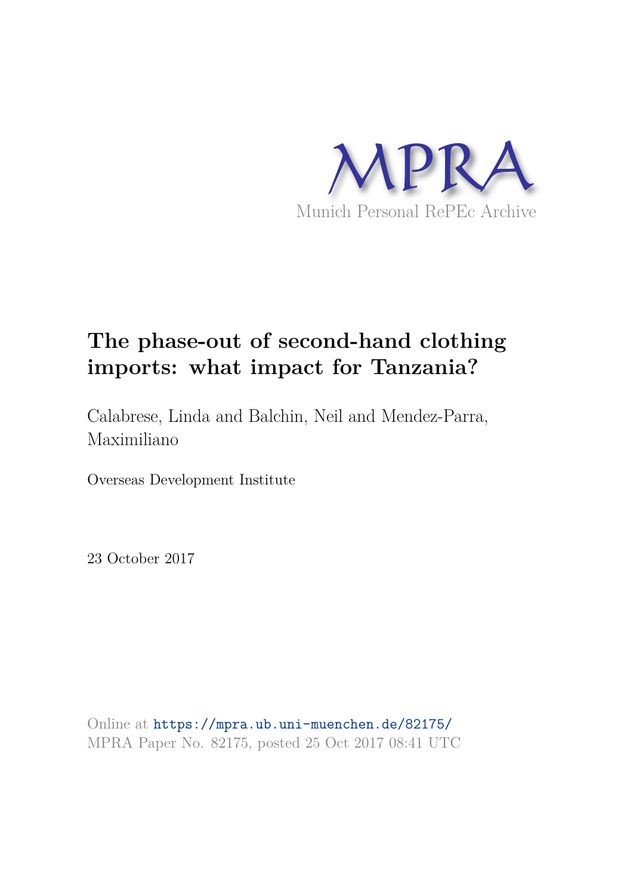MPRA

Munich Personal RePEc Archive

# The phase-out of second-hand clothing imports: what impact for Tanzania?

Calabrese, Linda and Balchin, Neil and Mendez-Parra, Maximiliano

Overseas Development Institute

23 October 2017

Online at https://mpra.ub.uni-muenchen.de/82175/
MPRA Paper No. 82175, posted 25 Oct 2017 08:41 UTC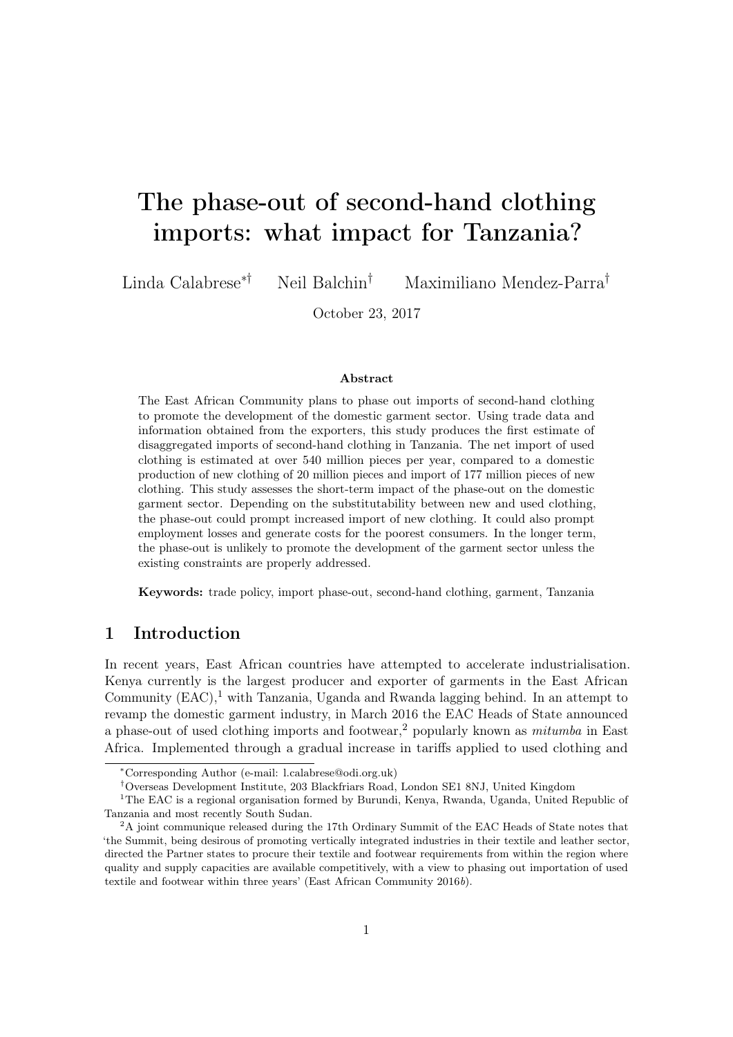# The phase-out of second-hand clothing imports: what impact for Tanzania?

Linda Calabrese[*,†] Neil Balchin[†] Maximiliano Mendez-Parra[†]

October 23, 2017

### Abstract

The East African Community plans to phase out imports of second-hand clothing to promote the development of the domestic garment sector. Using trade data and information obtained from the exporters, this study produces the first estimate of disaggregated imports of second-hand clothing in Tanzania. The net import of used clothing is estimated at over 540 million pieces per year, compared to a domestic production of new clothing of 20 million pieces and import of 177 million pieces of new clothing. This study assesses the short-term impact of the phase-out on the domestic garment sector. Depending on the substitutability between new and used clothing, the phase-out could prompt increased import of new clothing. It could also prompt employment losses and generate costs for the poorest consumers. In the longer term, the phase-out is unlikely to promote the development of the garment sector unless the existing constraints are properly addressed.

**Keywords:** trade policy, import phase-out, second-hand clothing, garment, Tanzania

## 1 Introduction

In recent years, East African countries have attempted to accelerate industrialisation. Kenya currently is the largest producer and exporter of garments in the East African Community (EAC),[1] with Tanzania, Uganda and Rwanda lagging behind. In an attempt to revamp the domestic garment industry, in March 2016 the EAC Heads of State announced a phase-out of used clothing imports and footwear,[2] popularly known as *mitumba* in East Africa. Implemented through a gradual increase in tariffs applied to used clothing and

---

[*] Corresponding Author (e-mail: l.calabrese@odi.org.uk)

[†] Overseas Development Institute, 203 Blackfriars Road, London SE1 8NJ, United Kingdom

[1] The EAC is a regional organisation formed by Burundi, Kenya, Rwanda, Uganda, United Republic of Tanzania and most recently South Sudan.

[2] A joint communique released during the 17th Ordinary Summit of the EAC Heads of State notes that 'the Summit, being desirous of promoting vertically integrated industries in their textile and leather sector, directed the Partner states to procure their textile and footwear requirements from within the region where quality and supply capacities are available competitively, with a view to phasing out importation of used textile and footwear within three years' (East African Community 2016*b*).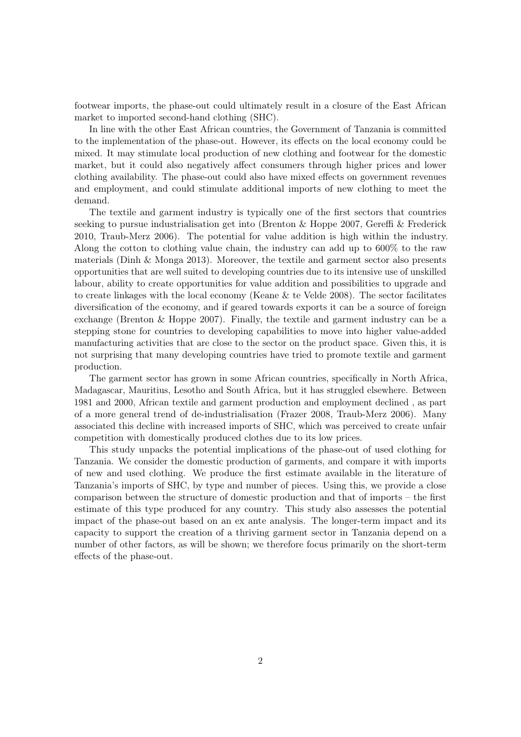footwear imports, the phase-out could ultimately result in a closure of the East African market to imported second-hand clothing (SHC).

In line with the other East African countries, the Government of Tanzania is committed to the implementation of the phase-out. However, its effects on the local economy could be mixed. It may stimulate local production of new clothing and footwear for the domestic market, but it could also negatively affect consumers through higher prices and lower clothing availability. The phase-out could also have mixed effects on government revenues and employment, and could stimulate additional imports of new clothing to meet the demand.

The textile and garment industry is typically one of the first sectors that countries seeking to pursue industrialisation get into (Brenton & Hoppe 2007, Gereffi & Frederick 2010, Traub-Merz 2006). The potential for value addition is high within the industry. Along the cotton to clothing value chain, the industry can add up to 600% to the raw materials (Dinh & Monga 2013). Moreover, the textile and garment sector also presents opportunities that are well suited to developing countries due to its intensive use of unskilled labour, ability to create opportunities for value addition and possibilities to upgrade and to create linkages with the local economy (Keane & te Velde 2008). The sector facilitates diversification of the economy, and if geared towards exports it can be a source of foreign exchange (Brenton & Hoppe 2007). Finally, the textile and garment industry can be a stepping stone for countries to developing capabilities to move into higher value-added manufacturing activities that are close to the sector on the product space. Given this, it is not surprising that many developing countries have tried to promote textile and garment production.

The garment sector has grown in some African countries, specifically in North Africa, Madagascar, Mauritius, Lesotho and South Africa, but it has struggled elsewhere. Between 1981 and 2000, African textile and garment production and employment declined , as part of a more general trend of de-industrialisation (Frazer 2008, Traub-Merz 2006). Many associated this decline with increased imports of SHC, which was perceived to create unfair competition with domestically produced clothes due to its low prices.

This study unpacks the potential implications of the phase-out of used clothing for Tanzania. We consider the domestic production of garments, and compare it with imports of new and used clothing. We produce the first estimate available in the literature of Tanzania's imports of SHC, by type and number of pieces. Using this, we provide a close comparison between the structure of domestic production and that of imports – the first estimate of this type produced for any country. This study also assesses the potential impact of the phase-out based on an ex ante analysis. The longer-term impact and its capacity to support the creation of a thriving garment sector in Tanzania depend on a number of other factors, as will be shown; we therefore focus primarily on the short-term effects of the phase-out.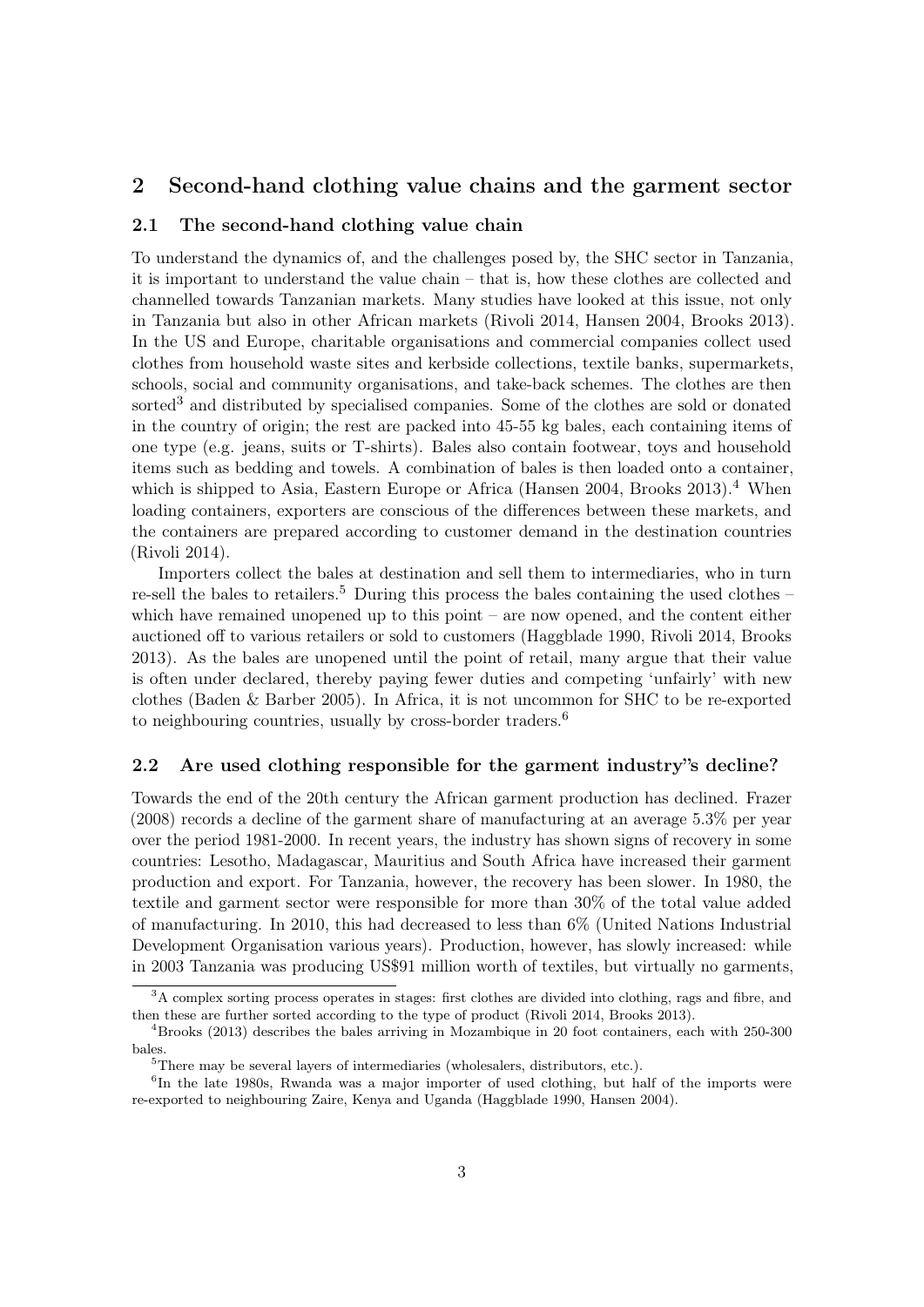## 2 Second-hand clothing value chains and the garment sector

### 2.1 The second-hand clothing value chain

To understand the dynamics of, and the challenges posed by, the SHC sector in Tanzania, it is important to understand the value chain – that is, how these clothes are collected and channelled towards Tanzanian markets. Many studies have looked at this issue, not only in Tanzania but also in other African markets (Rivoli 2014, Hansen 2004, Brooks 2013). In the US and Europe, charitable organisations and commercial companies collect used clothes from household waste sites and kerbside collections, textile banks, supermarkets, schools, social and community organisations, and take-back schemes. The clothes are then sorted[3] and distributed by specialised companies. Some of the clothes are sold or donated in the country of origin; the rest are packed into 45-55 kg bales, each containing items of one type (e.g. jeans, suits or T-shirts). Bales also contain footwear, toys and household items such as bedding and towels. A combination of bales is then loaded onto a container, which is shipped to Asia, Eastern Europe or Africa (Hansen 2004, Brooks 2013).[4] When loading containers, exporters are conscious of the differences between these markets, and the containers are prepared according to customer demand in the destination countries (Rivoli 2014).

Importers collect the bales at destination and sell them to intermediaries, who in turn re-sell the bales to retailers.[5] During this process the bales containing the used clothes – which have remained unopened up to this point – are now opened, and the content either auctioned off to various retailers or sold to customers (Haggblade 1990, Rivoli 2014, Brooks 2013). As the bales are unopened until the point of retail, many argue that their value is often under declared, thereby paying fewer duties and competing 'unfairly' with new clothes (Baden & Barber 2005). In Africa, it is not uncommon for SHC to be re-exported to neighbouring countries, usually by cross-border traders.[6]

### 2.2 Are used clothing responsible for the garment industry"s decline?

Towards the end of the 20th century the African garment production has declined. Frazer (2008) records a decline of the garment share of manufacturing at an average 5.3% per year over the period 1981-2000. In recent years, the industry has shown signs of recovery in some countries: Lesotho, Madagascar, Mauritius and South Africa have increased their garment production and export. For Tanzania, however, the recovery has been slower. In 1980, the textile and garment sector were responsible for more than 30% of the total value added of manufacturing. In 2010, this had decreased to less than 6% (United Nations Industrial Development Organisation various years). Production, however, has slowly increased: while in 2003 Tanzania was producing US$91 million worth of textiles, but virtually no garments,

[3] A complex sorting process operates in stages: first clothes are divided into clothing, rags and fibre, and then these are further sorted according to the type of product (Rivoli 2014, Brooks 2013).

[4] Brooks (2013) describes the bales arriving in Mozambique in 20 foot containers, each with 250-300 bales.

[5] There may be several layers of intermediaries (wholesalers, distributors, etc.).

[6] In the late 1980s, Rwanda was a major importer of used clothing, but half of the imports were re-exported to neighbouring Zaire, Kenya and Uganda (Haggblade 1990, Hansen 2004).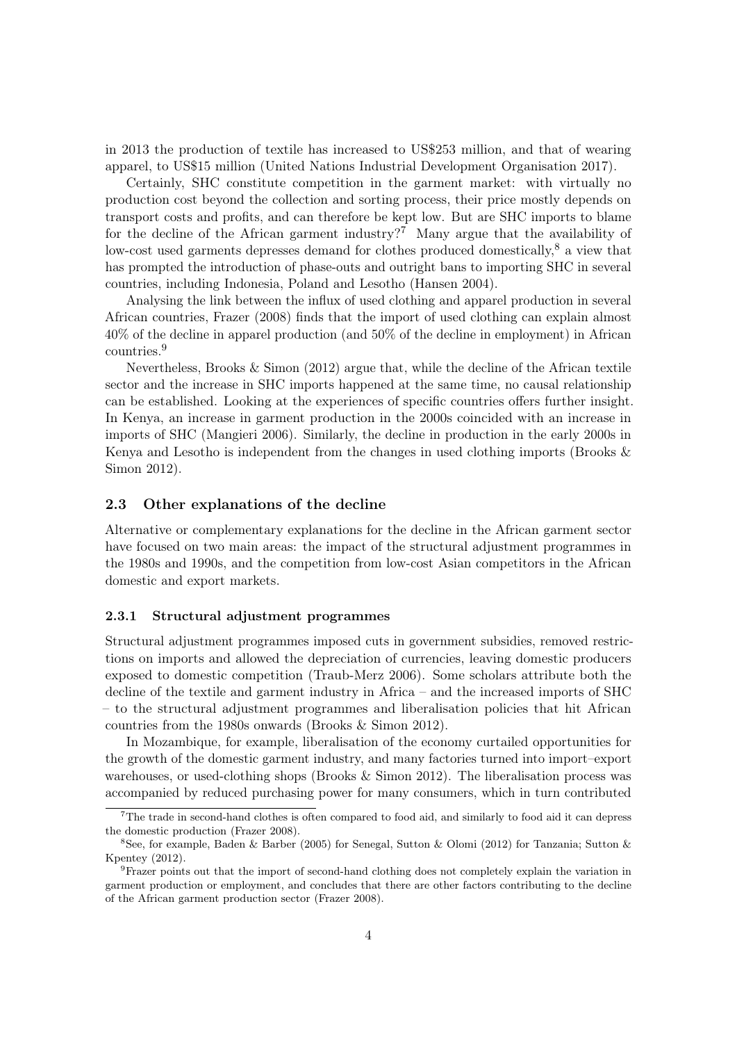in 2013 the production of textile has increased to US$253 million, and that of wearing apparel, to US$15 million (United Nations Industrial Development Organisation 2017).

Certainly, SHC constitute competition in the garment market: with virtually no production cost beyond the collection and sorting process, their price mostly depends on transport costs and profits, and can therefore be kept low. But are SHC imports to blame for the decline of the African garment industry?[7] Many argue that the availability of low-cost used garments depresses demand for clothes produced domestically,[8] a view that has prompted the introduction of phase-outs and outright bans to importing SHC in several countries, including Indonesia, Poland and Lesotho (Hansen 2004).

Analysing the link between the influx of used clothing and apparel production in several African countries, Frazer (2008) finds that the import of used clothing can explain almost 40% of the decline in apparel production (and 50% of the decline in employment) in African countries.[9]

Nevertheless, Brooks & Simon (2012) argue that, while the decline of the African textile sector and the increase in SHC imports happened at the same time, no causal relationship can be established. Looking at the experiences of specific countries offers further insight. In Kenya, an increase in garment production in the 2000s coincided with an increase in imports of SHC (Mangieri 2006). Similarly, the decline in production in the early 2000s in Kenya and Lesotho is independent from the changes in used clothing imports (Brooks & Simon 2012).

### 2.3 Other explanations of the decline

Alternative or complementary explanations for the decline in the African garment sector have focused on two main areas: the impact of the structural adjustment programmes in the 1980s and 1990s, and the competition from low-cost Asian competitors in the African domestic and export markets.

#### 2.3.1 Structural adjustment programmes

Structural adjustment programmes imposed cuts in government subsidies, removed restrictions on imports and allowed the depreciation of currencies, leaving domestic producers exposed to domestic competition (Traub-Merz 2006). Some scholars attribute both the decline of the textile and garment industry in Africa – and the increased imports of SHC – to the structural adjustment programmes and liberalisation policies that hit African countries from the 1980s onwards (Brooks & Simon 2012).

In Mozambique, for example, liberalisation of the economy curtailed opportunities for the growth of the domestic garment industry, and many factories turned into import–export warehouses, or used-clothing shops (Brooks & Simon 2012). The liberalisation process was accompanied by reduced purchasing power for many consumers, which in turn contributed

[7] The trade in second-hand clothes is often compared to food aid, and similarly to food aid it can depress the domestic production (Frazer 2008).

[8] See, for example, Baden & Barber (2005) for Senegal, Sutton & Olomi (2012) for Tanzania; Sutton & Kpentey (2012).

[9] Frazer points out that the import of second-hand clothing does not completely explain the variation in garment production or employment, and concludes that there are other factors contributing to the decline of the African garment production sector (Frazer 2008).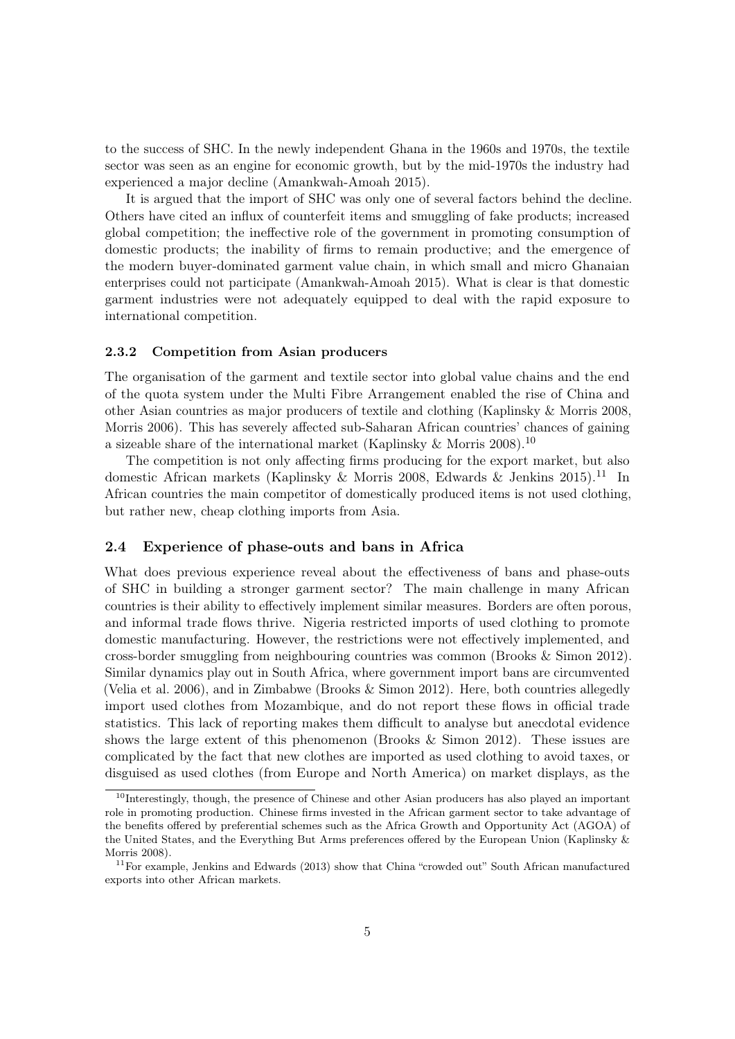to the success of SHC. In the newly independent Ghana in the 1960s and 1970s, the textile sector was seen as an engine for economic growth, but by the mid-1970s the industry had experienced a major decline (Amankwah-Amoah 2015).

It is argued that the import of SHC was only one of several factors behind the decline. Others have cited an influx of counterfeit items and smuggling of fake products; increased global competition; the ineffective role of the government in promoting consumption of domestic products; the inability of firms to remain productive; and the emergence of the modern buyer-dominated garment value chain, in which small and micro Ghanaian enterprises could not participate (Amankwah-Amoah 2015). What is clear is that domestic garment industries were not adequately equipped to deal with the rapid exposure to international competition.

### 2.3.2 Competition from Asian producers

The organisation of the garment and textile sector into global value chains and the end of the quota system under the Multi Fibre Arrangement enabled the rise of China and other Asian countries as major producers of textile and clothing (Kaplinsky & Morris 2008, Morris 2006). This has severely affected sub-Saharan African countries' chances of gaining a sizeable share of the international market (Kaplinsky & Morris 2008).[10]

The competition is not only affecting firms producing for the export market, but also domestic African markets (Kaplinsky & Morris 2008, Edwards & Jenkins 2015).[11] In African countries the main competitor of domestically produced items is not used clothing, but rather new, cheap clothing imports from Asia.

## 2.4 Experience of phase-outs and bans in Africa

What does previous experience reveal about the effectiveness of bans and phase-outs of SHC in building a stronger garment sector? The main challenge in many African countries is their ability to effectively implement similar measures. Borders are often porous, and informal trade flows thrive. Nigeria restricted imports of used clothing to promote domestic manufacturing. However, the restrictions were not effectively implemented, and cross-border smuggling from neighbouring countries was common (Brooks & Simon 2012). Similar dynamics play out in South Africa, where government import bans are circumvented (Velia et al. 2006), and in Zimbabwe (Brooks & Simon 2012). Here, both countries allegedly import used clothes from Mozambique, and do not report these flows in official trade statistics. This lack of reporting makes them difficult to analyse but anecdotal evidence shows the large extent of this phenomenon (Brooks & Simon 2012). These issues are complicated by the fact that new clothes are imported as used clothing to avoid taxes, or disguised as used clothes (from Europe and North America) on market displays, as the

[10] Interestingly, though, the presence of Chinese and other Asian producers has also played an important role in promoting production. Chinese firms invested in the African garment sector to take advantage of the benefits offered by preferential schemes such as the Africa Growth and Opportunity Act (AGOA) of the United States, and the Everything But Arms preferences offered by the European Union (Kaplinsky & Morris 2008).

[11] For example, Jenkins and Edwards (2013) show that China "crowded out" South African manufactured exports into other African markets.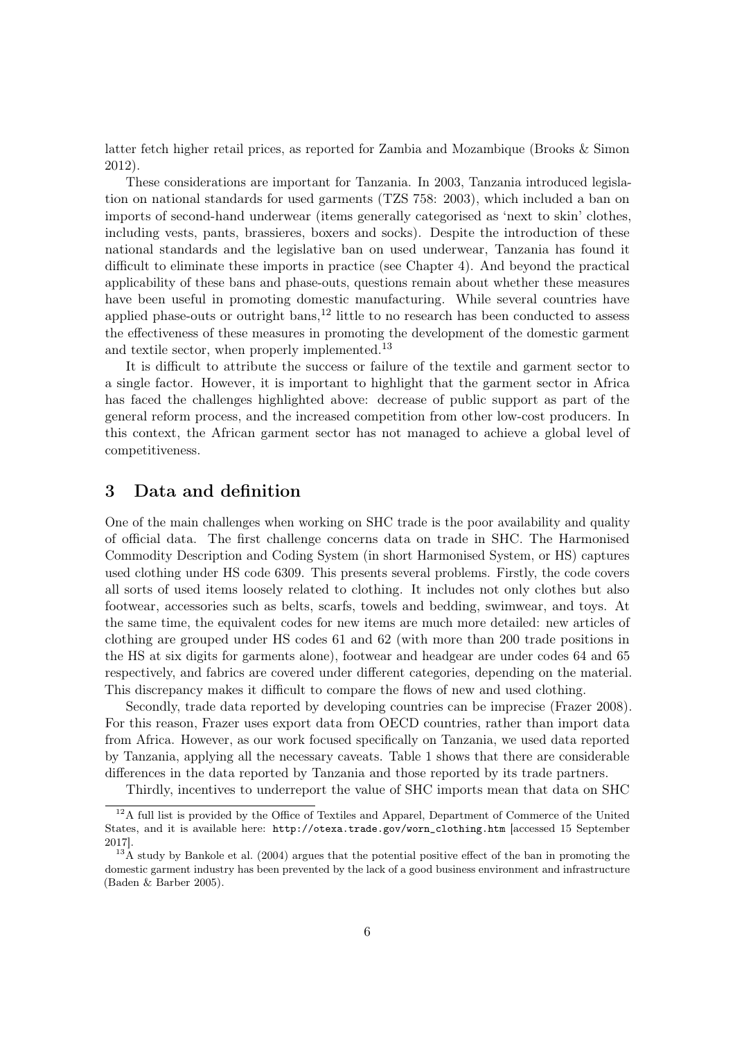latter fetch higher retail prices, as reported for Zambia and Mozambique (Brooks & Simon 2012).

These considerations are important for Tanzania. In 2003, Tanzania introduced legislation on national standards for used garments (TZS 758: 2003), which included a ban on imports of second-hand underwear (items generally categorised as 'next to skin' clothes, including vests, pants, brassieres, boxers and socks). Despite the introduction of these national standards and the legislative ban on used underwear, Tanzania has found it difficult to eliminate these imports in practice (see Chapter 4). And beyond the practical applicability of these bans and phase-outs, questions remain about whether these measures have been useful in promoting domestic manufacturing. While several countries have applied phase-outs or outright bans,[12] little to no research has been conducted to assess the effectiveness of these measures in promoting the development of the domestic garment and textile sector, when properly implemented.[13]

It is difficult to attribute the success or failure of the textile and garment sector to a single factor. However, it is important to highlight that the garment sector in Africa has faced the challenges highlighted above: decrease of public support as part of the general reform process, and the increased competition from other low-cost producers. In this context, the African garment sector has not managed to achieve a global level of competitiveness.

## 3 Data and definition

One of the main challenges when working on SHC trade is the poor availability and quality of official data. The first challenge concerns data on trade in SHC. The Harmonised Commodity Description and Coding System (in short Harmonised System, or HS) captures used clothing under HS code 6309. This presents several problems. Firstly, the code covers all sorts of used items loosely related to clothing. It includes not only clothes but also footwear, accessories such as belts, scarfs, towels and bedding, swimwear, and toys. At the same time, the equivalent codes for new items are much more detailed: new articles of clothing are grouped under HS codes 61 and 62 (with more than 200 trade positions in the HS at six digits for garments alone), footwear and headgear are under codes 64 and 65 respectively, and fabrics are covered under different categories, depending on the material. This discrepancy makes it difficult to compare the flows of new and used clothing.

Secondly, trade data reported by developing countries can be imprecise (Frazer 2008). For this reason, Frazer uses export data from OECD countries, rather than import data from Africa. However, as our work focused specifically on Tanzania, we used data reported by Tanzania, applying all the necessary caveats. Table 1 shows that there are considerable differences in the data reported by Tanzania and those reported by its trade partners.

Thirdly, incentives to underreport the value of SHC imports mean that data on SHC

---

[12] A full list is provided by the Office of Textiles and Apparel, Department of Commerce of the United States, and it is available here: `http://otexa.trade.gov/worn_clothing.htm` [accessed 15 September 2017].

[13] A study by Bankole et al. (2004) argues that the potential positive effect of the ban in promoting the domestic garment industry has been prevented by the lack of a good business environment and infrastructure (Baden & Barber 2005).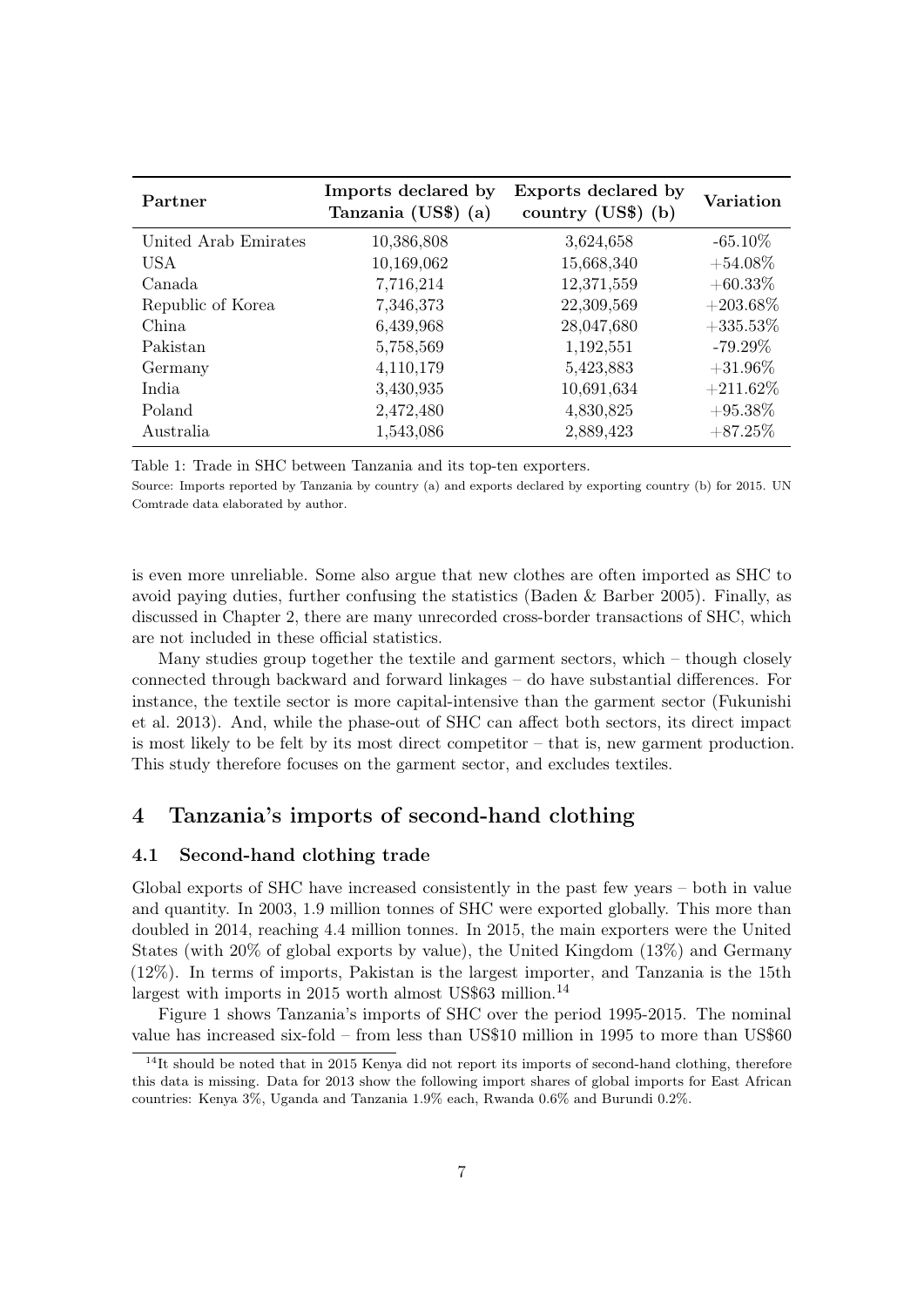| Partner | Imports declared by Tanzania (US$) (a) | Exports declared by country (US$) (b) | Variation |
| --- | --- | --- | --- |
| United Arab Emirates | 10,386,808 | 3,624,658 | -65.10% |
| USA | 10,169,062 | 15,668,340 | +54.08% |
| Canada | 7,716,214 | 12,371,559 | +60.33% |
| Republic of Korea | 7,346,373 | 22,309,569 | +203.68% |
| China | 6,439,968 | 28,047,680 | +335.53% |
| Pakistan | 5,758,569 | 1,192,551 | -79.29% |
| Germany | 4,110,179 | 5,423,883 | +31.96% |
| India | 3,430,935 | 10,691,634 | +211.62% |
| Poland | 2,472,480 | 4,830,825 | +95.38% |
| Australia | 1,543,086 | 2,889,423 | +87.25% |

Table 1: Trade in SHC between Tanzania and its top-ten exporters.

Source: Imports reported by Tanzania by country (a) and exports declared by exporting country (b) for 2015. UN Comtrade data elaborated by author.

is even more unreliable. Some also argue that new clothes are often imported as SHC to avoid paying duties, further confusing the statistics (Baden & Barber 2005). Finally, as discussed in Chapter 2, there are many unrecorded cross-border transactions of SHC, which are not included in these official statistics.

Many studies group together the textile and garment sectors, which – though closely connected through backward and forward linkages – do have substantial differences. For instance, the textile sector is more capital-intensive than the garment sector (Fukunishi et al. 2013). And, while the phase-out of SHC can affect both sectors, its direct impact is most likely to be felt by its most direct competitor – that is, new garment production. This study therefore focuses on the garment sector, and excludes textiles.

## 4 Tanzania's imports of second-hand clothing

### 4.1 Second-hand clothing trade

Global exports of SHC have increased consistently in the past few years – both in value and quantity. In 2003, 1.9 million tonnes of SHC were exported globally. This more than doubled in 2014, reaching 4.4 million tonnes. In 2015, the main exporters were the United States (with 20% of global exports by value), the United Kingdom (13%) and Germany (12%). In terms of imports, Pakistan is the largest importer, and Tanzania is the 15th largest with imports in 2015 worth almost US$63 million.[14]

Figure 1 shows Tanzania's imports of SHC over the period 1995-2015. The nominal value has increased six-fold – from less than US$10 million in 1995 to more than US$60

[14] It should be noted that in 2015 Kenya did not report its imports of second-hand clothing, therefore this data is missing. Data for 2013 show the following import shares of global imports for East African countries: Kenya 3%, Uganda and Tanzania 1.9% each, Rwanda 0.6% and Burundi 0.2%.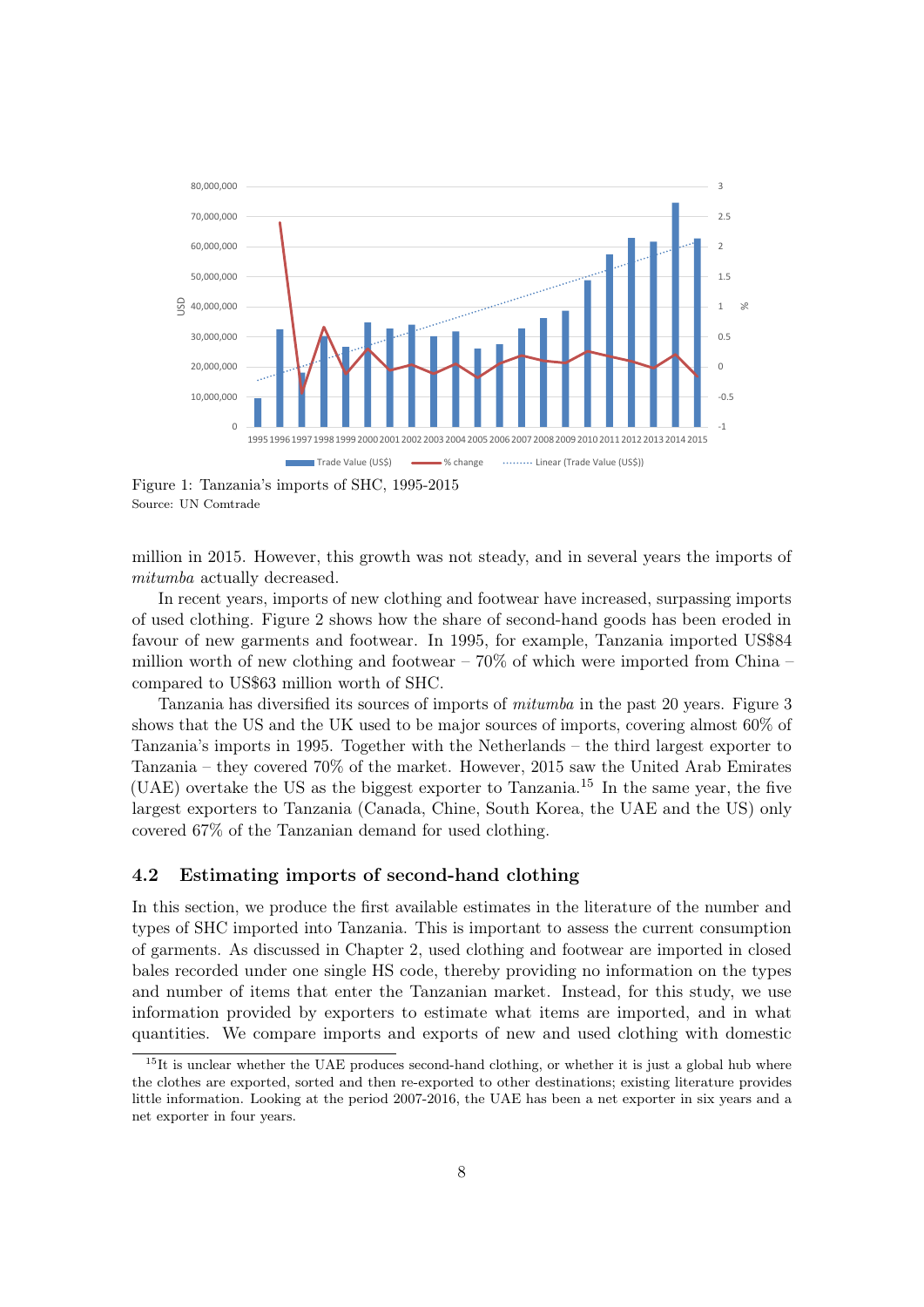Figure 1: Tanzania's imports of SHC, 1995-2015
Source: UN Comtrade

million in 2015. However, this growth was not steady, and in several years the imports of *mitumba* actually decreased.

In recent years, imports of new clothing and footwear have increased, surpassing imports of used clothing. Figure 2 shows how the share of second-hand goods has been eroded in favour of new garments and footwear. In 1995, for example, Tanzania imported US$84 million worth of new clothing and footwear – 70% of which were imported from China – compared to US$63 million worth of SHC.

Tanzania has diversified its sources of imports of *mitumba* in the past 20 years. Figure 3 shows that the US and the UK used to be major sources of imports, covering almost 60% of Tanzania's imports in 1995. Together with the Netherlands – the third largest exporter to Tanzania – they covered 70% of the market. However, 2015 saw the United Arab Emirates (UAE) overtake the US as the biggest exporter to Tanzania.[15] In the same year, the five largest exporters to Tanzania (Canada, Chine, South Korea, the UAE and the US) only covered 67% of the Tanzanian demand for used clothing.

## 4.2 Estimating imports of second-hand clothing

In this section, we produce the first available estimates in the literature of the number and types of SHC imported into Tanzania. This is important to assess the current consumption of garments. As discussed in Chapter 2, used clothing and footwear are imported in closed bales recorded under one single HS code, thereby providing no information on the types and number of items that enter the Tanzanian market. Instead, for this study, we use information provided by exporters to estimate what items are imported, and in what quantities. We compare imports and exports of new and used clothing with domestic

[15] It is unclear whether the UAE produces second-hand clothing, or whether it is just a global hub where the clothes are exported, sorted and then re-exported to other destinations; existing literature provides little information. Looking at the period 2007-2016, the UAE has been a net exporter in six years and a net exporter in four years.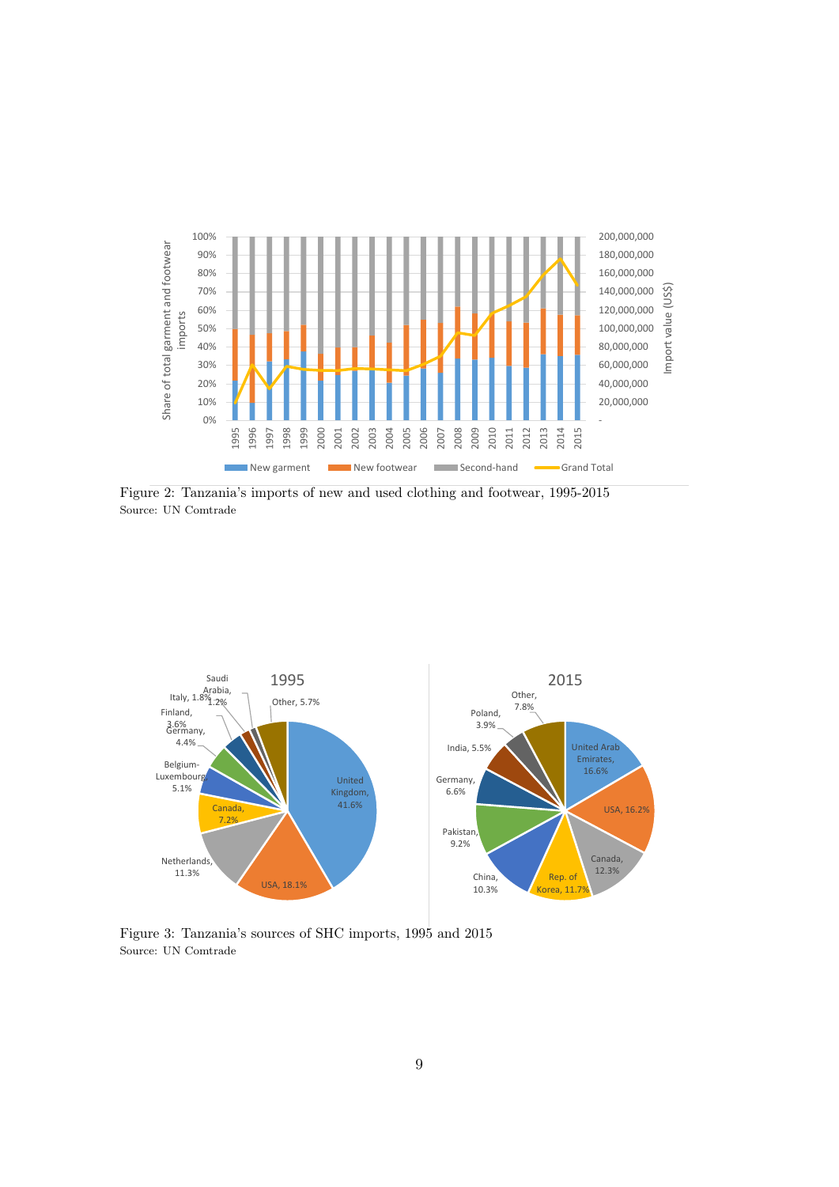Figure 2: Tanzania's imports of new and used clothing and footwear, 1995-2015
Source: UN Comtrade

Figure 3: Tanzania's sources of SHC imports, 1995 and 2015
Source: UN Comtrade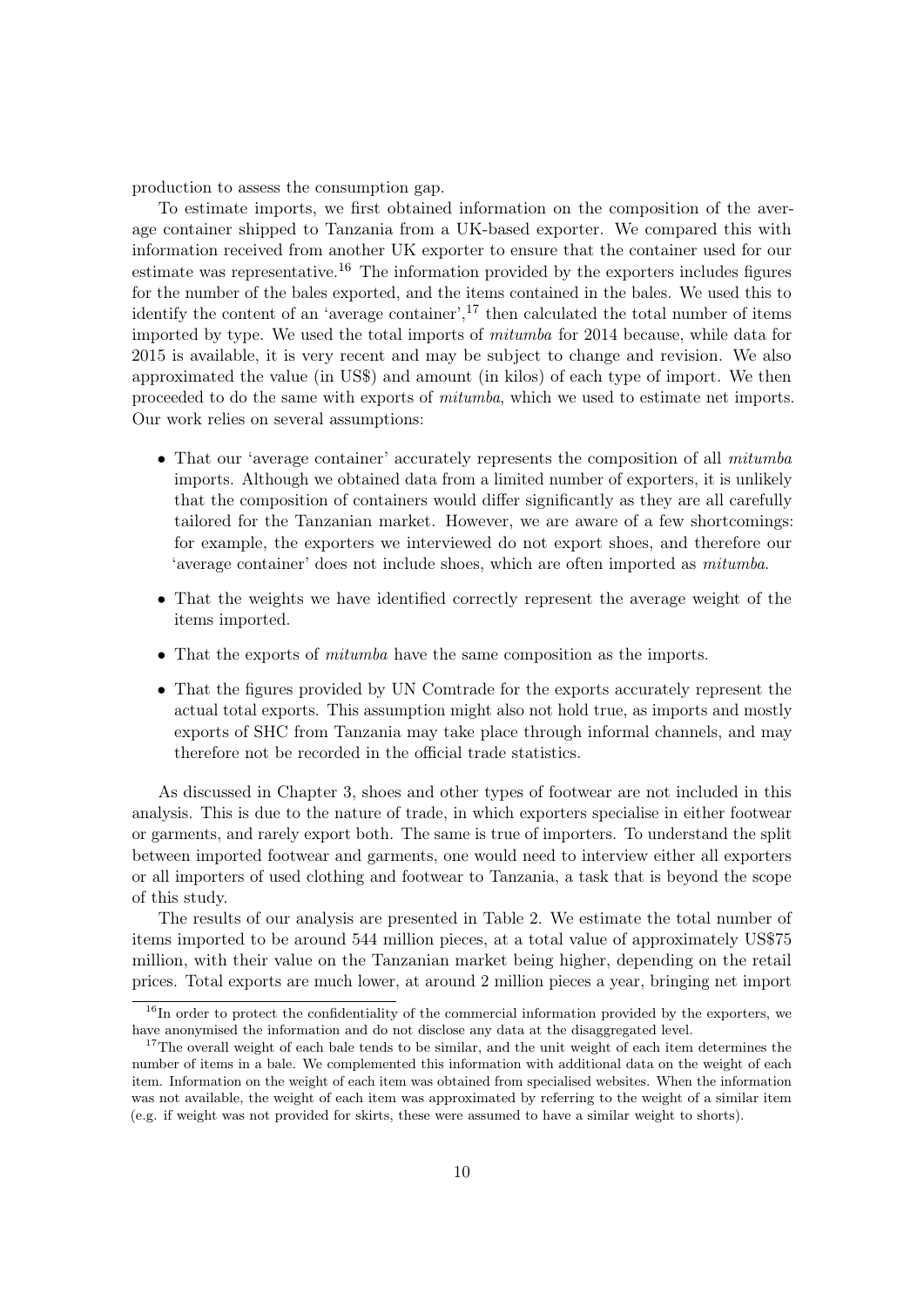production to assess the consumption gap.

To estimate imports, we first obtained information on the composition of the average container shipped to Tanzania from a UK-based exporter. We compared this with information received from another UK exporter to ensure that the container used for our estimate was representative.[16] The information provided by the exporters includes figures for the number of the bales exported, and the items contained in the bales. We used this to identify the content of an 'average container',[17] then calculated the total number of items imported by type. We used the total imports of *mitumba* for 2014 because, while data for 2015 is available, it is very recent and may be subject to change and revision. We also approximated the value (in US$) and amount (in kilos) of each type of import. We then proceeded to do the same with exports of *mitumba*, which we used to estimate net imports. Our work relies on several assumptions:

- That our 'average container' accurately represents the composition of all *mitumba* imports. Although we obtained data from a limited number of exporters, it is unlikely that the composition of containers would differ significantly as they are all carefully tailored for the Tanzanian market. However, we are aware of a few shortcomings: for example, the exporters we interviewed do not export shoes, and therefore our 'average container' does not include shoes, which are often imported as *mitumba*.
- That the weights we have identified correctly represent the average weight of the items imported.
- That the exports of *mitumba* have the same composition as the imports.
- That the figures provided by UN Comtrade for the exports accurately represent the actual total exports. This assumption might also not hold true, as imports and mostly exports of SHC from Tanzania may take place through informal channels, and may therefore not be recorded in the official trade statistics.

As discussed in Chapter 3, shoes and other types of footwear are not included in this analysis. This is due to the nature of trade, in which exporters specialise in either footwear or garments, and rarely export both. The same is true of importers. To understand the split between imported footwear and garments, one would need to interview either all exporters or all importers of used clothing and footwear to Tanzania, a task that is beyond the scope of this study.

The results of our analysis are presented in Table 2. We estimate the total number of items imported to be around 544 million pieces, at a total value of approximately US$75 million, with their value on the Tanzanian market being higher, depending on the retail prices. Total exports are much lower, at around 2 million pieces a year, bringing net import

[16] In order to protect the confidentiality of the commercial information provided by the exporters, we have anonymised the information and do not disclose any data at the disaggregated level.

[17] The overall weight of each bale tends to be similar, and the unit weight of each item determines the number of items in a bale. We complemented this information with additional data on the weight of each item. Information on the weight of each item was obtained from specialised websites. When the information was not available, the weight of each item was approximated by referring to the weight of a similar item (e.g. if weight was not provided for skirts, these were assumed to have a similar weight to shorts).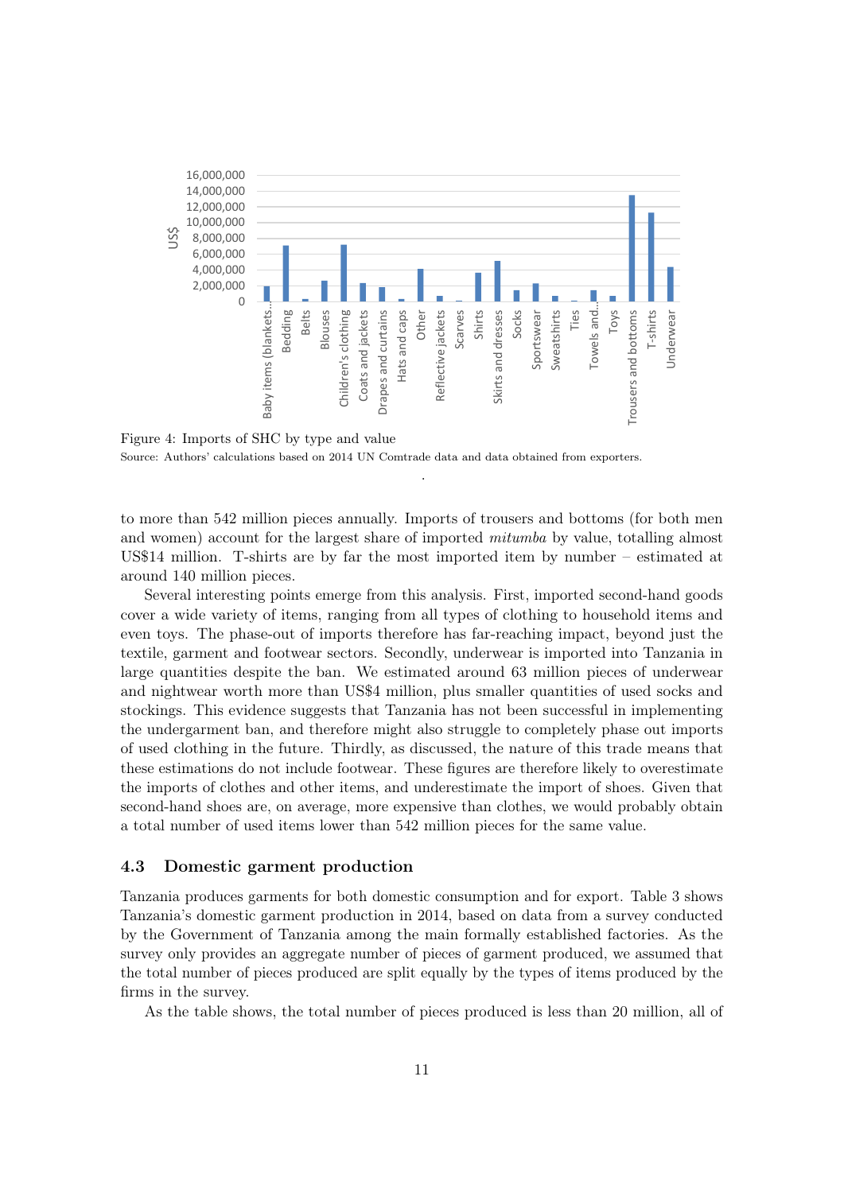Figure 4: Imports of SHC by type and value

Source: Authors' calculations based on 2014 UN Comtrade data and data obtained from exporters.

to more than 542 million pieces annually. Imports of trousers and bottoms (for both men and women) account for the largest share of imported *mitumba* by value, totalling almost US$14 million. T-shirts are by far the most imported item by number – estimated at around 140 million pieces.

Several interesting points emerge from this analysis. First, imported second-hand goods cover a wide variety of items, ranging from all types of clothing to household items and even toys. The phase-out of imports therefore has far-reaching impact, beyond just the textile, garment and footwear sectors. Secondly, underwear is imported into Tanzania in large quantities despite the ban. We estimated around 63 million pieces of underwear and nightwear worth more than US$4 million, plus smaller quantities of used socks and stockings. This evidence suggests that Tanzania has not been successful in implementing the undergarment ban, and therefore might also struggle to completely phase out imports of used clothing in the future. Thirdly, as discussed, the nature of this trade means that these estimations do not include footwear. These figures are therefore likely to overestimate the imports of clothes and other items, and underestimate the import of shoes. Given that second-hand shoes are, on average, more expensive than clothes, we would probably obtain a total number of used items lower than 542 million pieces for the same value.

### 4.3 Domestic garment production

Tanzania produces garments for both domestic consumption and for export. Table 3 shows Tanzania's domestic garment production in 2014, based on data from a survey conducted by the Government of Tanzania among the main formally established factories. As the survey only provides an aggregate number of pieces of garment produced, we assumed that the total number of pieces produced are split equally by the types of items produced by the firms in the survey.

As the table shows, the total number of pieces produced is less than 20 million, all of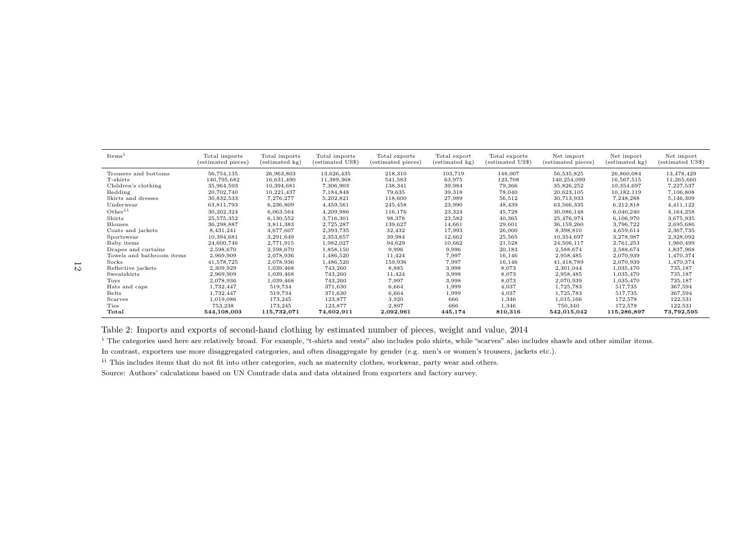| Items[i] | Total imports (estimated pieces) | Total imports (estimated kg) | Total imports (estimated US$) | Total exports (estimated pieces) | Total export (estimated kg) | Total exports (estimated US$) | Net import (estimated pieces) | Net import (estimated kg) | Net import (estimated US$) |
|---|---|---|---|---|---|---|---|---|---|
| Trousers and bottoms | 56,754,135 | 26,963,803 | 13,626,435 | 218,310 | 103,719 | 148,007 | 56,535,825 | 26,860,084 | 13,478,429 |
| T-shirts | 140,795,682 | 16,631,490 | 11,389,368 | 541,583 | 63,975 | 123,708 | 140,254,099 | 16,567,515 | 11,265,660 |
| Children's clothing | 35,964,593 | 10,394,681 | 7,306,903 | 138,341 | 39,984 | 79,366 | 35,826,252 | 10,354,697 | 7,227,537 |
| Bedding | 20,702,740 | 10,221,437 | 7,184,848 | 79,635 | 39,318 | 78,040 | 20,623,105 | 10,182,119 | 7,106,808 |
| Skirts and dresses | 30,832,533 | 7,276,277 | 5,202,821 | 118,600 | 27,989 | 56,512 | 30,713,933 | 7,248,288 | 5,146,309 |
| Underwear | 63,811,793 | 6,236,809 | 4,459,561 | 245,458 | 23,990 | 48,439 | 63,566,335 | 6,212,818 | 4,411,122 |
| Other[ii] | 30,202,324 | 6,063,564 | 4,209,986 | 116,176 | 23,324 | 45,728 | 30,086,148 | 6,040,240 | 4,164,258 |
| Shirts | 25,575,352 | 6,130,552 | 3,716,301 | 98,378 | 23,582 | 40,365 | 25,476,974 | 6,106,970 | 3,675,935 |
| Blouses | 36,298,887 | 3,811,383 | 2,725,287 | 139,627 | 14,661 | 29,601 | 36,159,260 | 3,796,722 | 2,695,686 |
| Coats and jackets | 8,431,241 | 4,677,607 | 2,393,735 | 32,432 | 17,993 | 26,000 | 8,398,810 | 4,659,614 | 2,367,735 |
| Sportswear | 10,394,681 | 3,291,649 | 2,353,657 | 39,984 | 12,662 | 25,565 | 10,354,697 | 3,278,987 | 2,328,092 |
| Baby items | 24,600,746 | 2,771,915 | 1,982,027 | 94,629 | 10,662 | 21,528 | 24,506,117 | 2,761,253 | 1,960,499 |
| Drapes and curtains | 2,598,670 | 2,598,670 | 1,858,150 | 9,996 | 9,996 | 20,183 | 2,588,674 | 2,588,674 | 1,837,968 |
| Towels and bathroom items | 2,969,909 | 2,078,936 | 1,486,520 | 11,424 | 7,997 | 16,146 | 2,958,485 | 2,070,939 | 1,470,374 |
| Socks | 41,578,725 | 2,078,936 | 1,486,520 | 159,936 | 7,997 | 16,146 | 41,418,789 | 2,070,939 | 1,470,374 |
| Reflective jackets | 2,309,929 | 1,039,468 | 743,260 | 8,885 | 3,998 | 8,073 | 2,301,044 | 1,035,470 | 735,187 |
| Sweatshirts | 2,969,909 | 1,039,468 | 743,260 | 11,424 | 3,998 | 8,073 | 2,958,485 | 1,035,470 | 735,187 |
| Toys | 2,078,936 | 1,039,468 | 743,260 | 7,997 | 3,998 | 8,073 | 2,070,939 | 1,035,470 | 735,187 |
| Hats and caps | 1,732,447 | 519,734 | 371,630 | 6,664 | 1,999 | 4,037 | 1,725,783 | 517,735 | 367,594 |
| Belts | 1,732,447 | 519,734 | 371,630 | 6,664 | 1,999 | 4,037 | 1,725,783 | 517,735 | 367,594 |
| Scarves | 1,019,086 | 173,245 | 123,877 | 3,920 | 666 | 1,346 | 1,015,166 | 172,578 | 122,531 |
| Ties | 753,238 | 173,245 | 123,877 | 2,897 | 666 | 1,346 | 750,340 | 172,578 | 122,531 |
| **Total** | **544,108,003** | **115,732,071** | **74,602,911** | **2,092,961** | **445,174** | **810,316** | **542,015,042** | **115,286,897** | **73,792,595** |

Table 2: Imports and exports of second-hand clothing by estimated number of pieces, weight and value, 2014

[i] The categories used here are relatively broad. For example, "t-shirts and vests" also includes polo shirts, while "scarves" also includes shawls and other similar items. In contrast, exporters use more disaggregated categories, and often disaggregate by gender (e.g. men's or women's trousers, jackets etc.).

[ii] This includes items that do not fit into other categories, such as maternity clothes, workwear, party wear and others.

Source: Authors' calculations based on UN Comtrade data and data obtained from exporters and factory survey.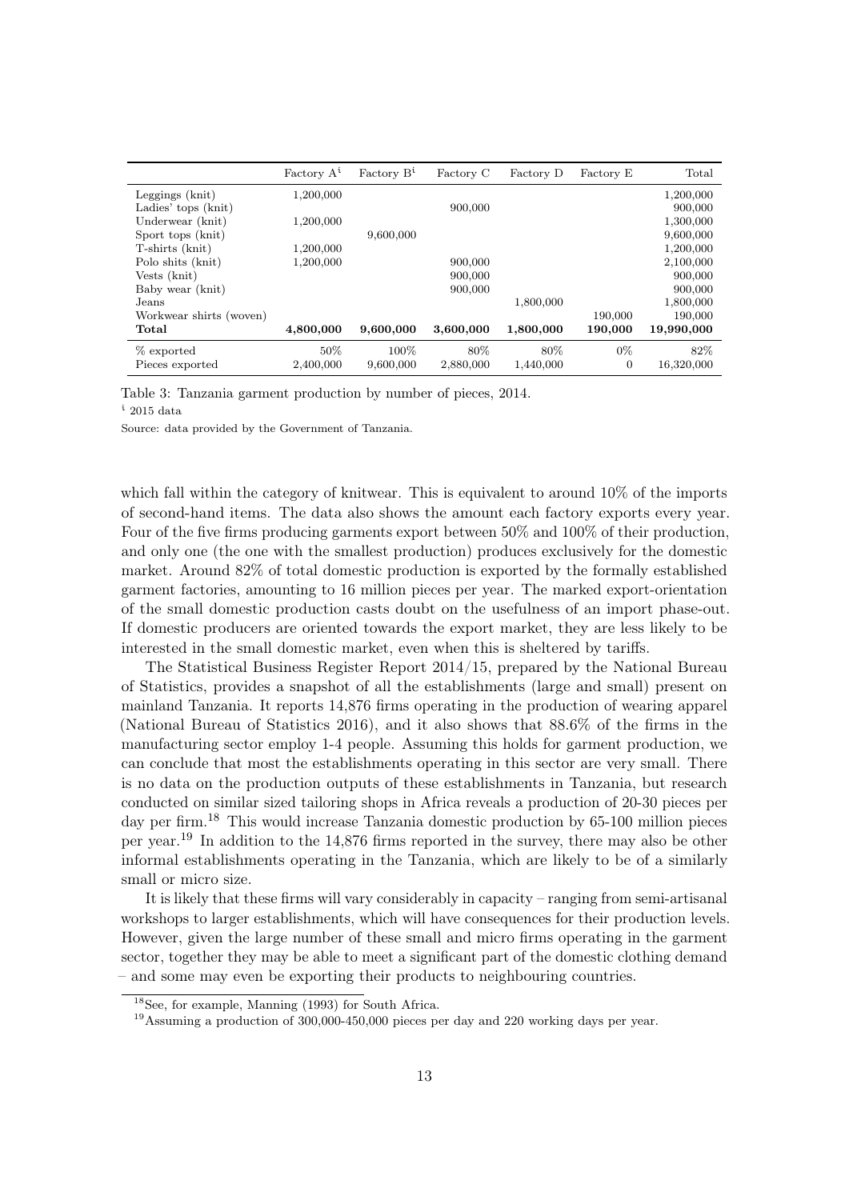| | Factory A[i] | Factory B[i] | Factory C | Factory D | Factory E | Total |
|---|---|---|---|---|---|---|
| Leggings (knit) | 1,200,000 | | | | | 1,200,000 |
| Ladies' tops (knit) | | | 900,000 | | | 900,000 |
| Underwear (knit) | 1,200,000 | | | | | 1,300,000 |
| Sport tops (knit) | | 9,600,000 | | | | 9,600,000 |
| T-shirts (knit) | 1,200,000 | | | | | 1,200,000 |
| Polo shits (knit) | 1,200,000 | | 900,000 | | | 2,100,000 |
| Vests (knit) | | | 900,000 | | | 900,000 |
| Baby wear (knit) | | | 900,000 | | | 900,000 |
| Jeans | | | | 1,800,000 | | 1,800,000 |
| Workwear shirts (woven) | | | | | 190,000 | 190,000 |
| **Total** | **4,800,000** | **9,600,000** | **3,600,000** | **1,800,000** | **190,000** | **19,990,000** |
| % exported | 50% | 100% | 80% | 80% | 0% | 82% |
| Pieces exported | 2,400,000 | 9,600,000 | 2,880,000 | 1,440,000 | 0 | 16,320,000 |

Table 3: Tanzania garment production by number of pieces, 2014.

[i] 2015 data

Source: data provided by the Government of Tanzania.

which fall within the category of knitwear. This is equivalent to around 10% of the imports of second-hand items. The data also shows the amount each factory exports every year. Four of the five firms producing garments export between 50% and 100% of their production, and only one (the one with the smallest production) produces exclusively for the domestic market. Around 82% of total domestic production is exported by the formally established garment factories, amounting to 16 million pieces per year. The marked export-orientation of the small domestic production casts doubt on the usefulness of an import phase-out. If domestic producers are oriented towards the export market, they are less likely to be interested in the small domestic market, even when this is sheltered by tariffs.

The Statistical Business Register Report 2014/15, prepared by the National Bureau of Statistics, provides a snapshot of all the establishments (large and small) present on mainland Tanzania. It reports 14,876 firms operating in the production of wearing apparel (National Bureau of Statistics 2016), and it also shows that 88.6% of the firms in the manufacturing sector employ 1-4 people. Assuming this holds for garment production, we can conclude that most the establishments operating in this sector are very small. There is no data on the production outputs of these establishments in Tanzania, but research conducted on similar sized tailoring shops in Africa reveals a production of 20-30 pieces per day per firm.[18] This would increase Tanzania domestic production by 65-100 million pieces per year.[19] In addition to the 14,876 firms reported in the survey, there may also be other informal establishments operating in the Tanzania, which are likely to be of a similarly small or micro size.

It is likely that these firms will vary considerably in capacity – ranging from semi-artisanal workshops to larger establishments, which will have consequences for their production levels. However, given the large number of these small and micro firms operating in the garment sector, together they may be able to meet a significant part of the domestic clothing demand – and some may even be exporting their products to neighbouring countries.

[18] See, for example, Manning (1993) for South Africa.

[19] Assuming a production of 300,000-450,000 pieces per day and 220 working days per year.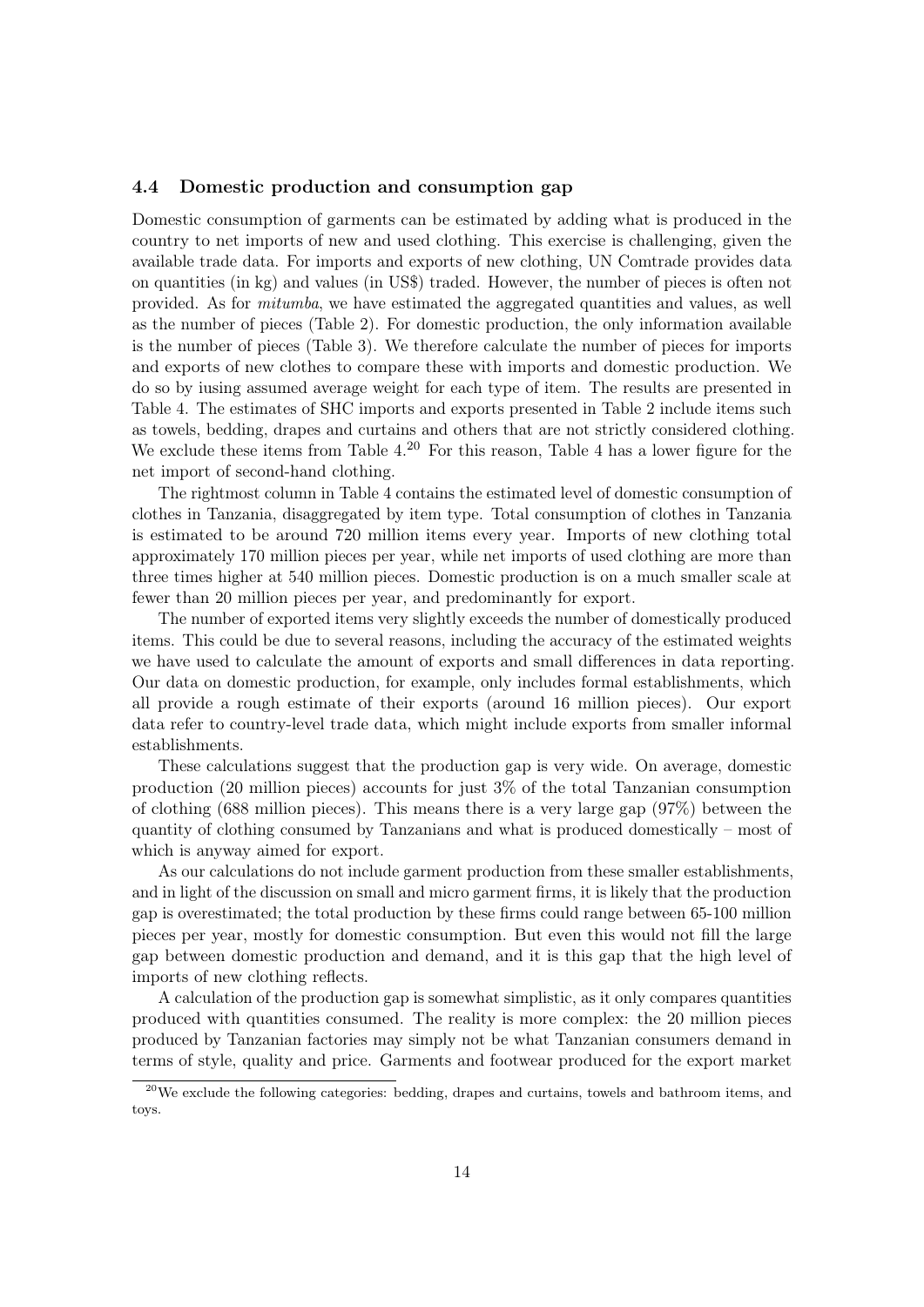### 4.4 Domestic production and consumption gap

Domestic consumption of garments can be estimated by adding what is produced in the country to net imports of new and used clothing. This exercise is challenging, given the available trade data. For imports and exports of new clothing, UN Comtrade provides data on quantities (in kg) and values (in US$) traded. However, the number of pieces is often not provided. As for *mitumba*, we have estimated the aggregated quantities and values, as well as the number of pieces (Table 2). For domestic production, the only information available is the number of pieces (Table 3). We therefore calculate the number of pieces for imports and exports of new clothes to compare these with imports and domestic production. We do so by iusing assumed average weight for each type of item. The results are presented in Table 4. The estimates of SHC imports and exports presented in Table 2 include items such as towels, bedding, drapes and curtains and others that are not strictly considered clothing. We exclude these items from Table 4.[20] For this reason, Table 4 has a lower figure for the net import of second-hand clothing.

The rightmost column in Table 4 contains the estimated level of domestic consumption of clothes in Tanzania, disaggregated by item type. Total consumption of clothes in Tanzania is estimated to be around 720 million items every year. Imports of new clothing total approximately 170 million pieces per year, while net imports of used clothing are more than three times higher at 540 million pieces. Domestic production is on a much smaller scale at fewer than 20 million pieces per year, and predominantly for export.

The number of exported items very slightly exceeds the number of domestically produced items. This could be due to several reasons, including the accuracy of the estimated weights we have used to calculate the amount of exports and small differences in data reporting. Our data on domestic production, for example, only includes formal establishments, which all provide a rough estimate of their exports (around 16 million pieces). Our export data refer to country-level trade data, which might include exports from smaller informal establishments.

These calculations suggest that the production gap is very wide. On average, domestic production (20 million pieces) accounts for just 3% of the total Tanzanian consumption of clothing (688 million pieces). This means there is a very large gap (97%) between the quantity of clothing consumed by Tanzanians and what is produced domestically – most of which is anyway aimed for export.

As our calculations do not include garment production from these smaller establishments, and in light of the discussion on small and micro garment firms, it is likely that the production gap is overestimated; the total production by these firms could range between 65-100 million pieces per year, mostly for domestic consumption. But even this would not fill the large gap between domestic production and demand, and it is this gap that the high level of imports of new clothing reflects.

A calculation of the production gap is somewhat simplistic, as it only compares quantities produced with quantities consumed. The reality is more complex: the 20 million pieces produced by Tanzanian factories may simply not be what Tanzanian consumers demand in terms of style, quality and price. Garments and footwear produced for the export market

[20] We exclude the following categories: bedding, drapes and curtains, towels and bathroom items, and toys.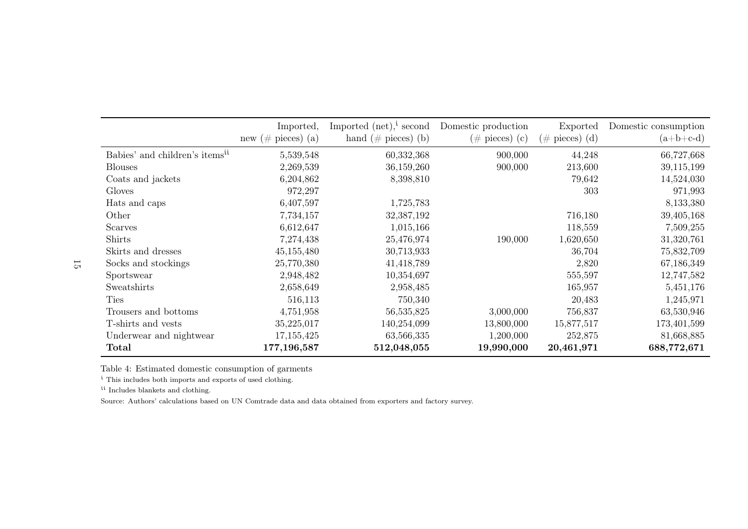| | Imported, new (# pieces) (a) | Imported (net),[i] second hand (# pieces) (b) | Domestic production (# pieces) (c) | Exported (# pieces) (d) | Domestic consumption (a+b+c-d) |
|---|---|---|---|---|---|
| Babies' and children's items[ii] | 5,539,548 | 60,332,368 | 900,000 | 44,248 | 66,727,668 |
| Blouses | 2,269,539 | 36,159,260 | 900,000 | 213,600 | 39,115,199 |
| Coats and jackets | 6,204,862 | 8,398,810 | | 79,642 | 14,524,030 |
| Gloves | 972,297 | | | 303 | 971,993 |
| Hats and caps | 6,407,597 | 1,725,783 | | | 8,133,380 |
| Other | 7,734,157 | 32,387,192 | | 716,180 | 39,405,168 |
| Scarves | 6,612,647 | 1,015,166 | | 118,559 | 7,509,255 |
| Shirts | 7,274,438 | 25,476,974 | 190,000 | 1,620,650 | 31,320,761 |
| Skirts and dresses | 45,155,480 | 30,713,933 | | 36,704 | 75,832,709 |
| Socks and stockings | 25,770,380 | 41,418,789 | | 2,820 | 67,186,349 |
| Sportswear | 2,948,482 | 10,354,697 | | 555,597 | 12,747,582 |
| Sweatshirts | 2,658,649 | 2,958,485 | | 165,957 | 5,451,176 |
| Ties | 516,113 | 750,340 | | 20,483 | 1,245,971 |
| Trousers and bottoms | 4,751,958 | 56,535,825 | 3,000,000 | 756,837 | 63,530,946 |
| T-shirts and vests | 35,225,017 | 140,254,099 | 13,800,000 | 15,877,517 | 173,401,599 |
| Underwear and nightwear | 17,155,425 | 63,566,335 | 1,200,000 | 252,875 | 81,668,885 |
| **Total** | **177,196,587** | **512,048,055** | **19,990,000** | **20,461,971** | **688,772,671** |

Table 4: Estimated domestic consumption of garments

[i] This includes both imports and exports of used clothing.

[ii] Includes blankets and clothing.

Source: Authors' calculations based on UN Comtrade data and data obtained from exporters and factory survey.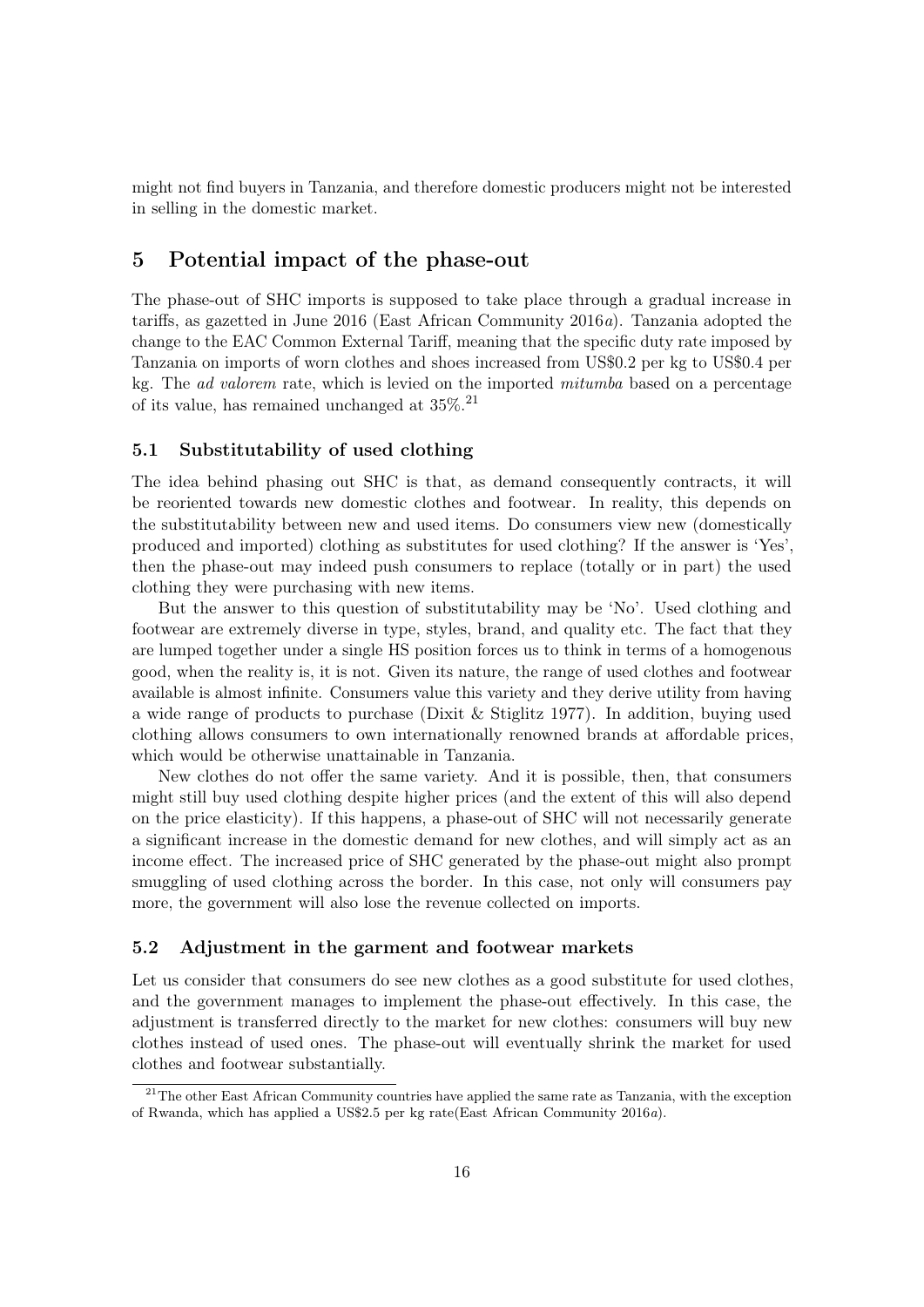might not find buyers in Tanzania, and therefore domestic producers might not be interested in selling in the domestic market.

## 5 Potential impact of the phase-out

The phase-out of SHC imports is supposed to take place through a gradual increase in tariffs, as gazetted in June 2016 (East African Community 2016*a*). Tanzania adopted the change to the EAC Common External Tariff, meaning that the specific duty rate imposed by Tanzania on imports of worn clothes and shoes increased from US$0.2 per kg to US$0.4 per kg. The *ad valorem* rate, which is levied on the imported *mitumba* based on a percentage of its value, has remained unchanged at 35%.[21]

### 5.1 Substitutability of used clothing

The idea behind phasing out SHC is that, as demand consequently contracts, it will be reoriented towards new domestic clothes and footwear. In reality, this depends on the substitutability between new and used items. Do consumers view new (domestically produced and imported) clothing as substitutes for used clothing? If the answer is 'Yes', then the phase-out may indeed push consumers to replace (totally or in part) the used clothing they were purchasing with new items.

But the answer to this question of substitutability may be 'No'. Used clothing and footwear are extremely diverse in type, styles, brand, and quality etc. The fact that they are lumped together under a single HS position forces us to think in terms of a homogenous good, when the reality is, it is not. Given its nature, the range of used clothes and footwear available is almost infinite. Consumers value this variety and they derive utility from having a wide range of products to purchase (Dixit & Stiglitz 1977). In addition, buying used clothing allows consumers to own internationally renowned brands at affordable prices, which would be otherwise unattainable in Tanzania.

New clothes do not offer the same variety. And it is possible, then, that consumers might still buy used clothing despite higher prices (and the extent of this will also depend on the price elasticity). If this happens, a phase-out of SHC will not necessarily generate a significant increase in the domestic demand for new clothes, and will simply act as an income effect. The increased price of SHC generated by the phase-out might also prompt smuggling of used clothing across the border. In this case, not only will consumers pay more, the government will also lose the revenue collected on imports.

### 5.2 Adjustment in the garment and footwear markets

Let us consider that consumers do see new clothes as a good substitute for used clothes, and the government manages to implement the phase-out effectively. In this case, the adjustment is transferred directly to the market for new clothes: consumers will buy new clothes instead of used ones. The phase-out will eventually shrink the market for used clothes and footwear substantially.

[21] The other East African Community countries have applied the same rate as Tanzania, with the exception of Rwanda, which has applied a US$2.5 per kg rate(East African Community 2016*a*).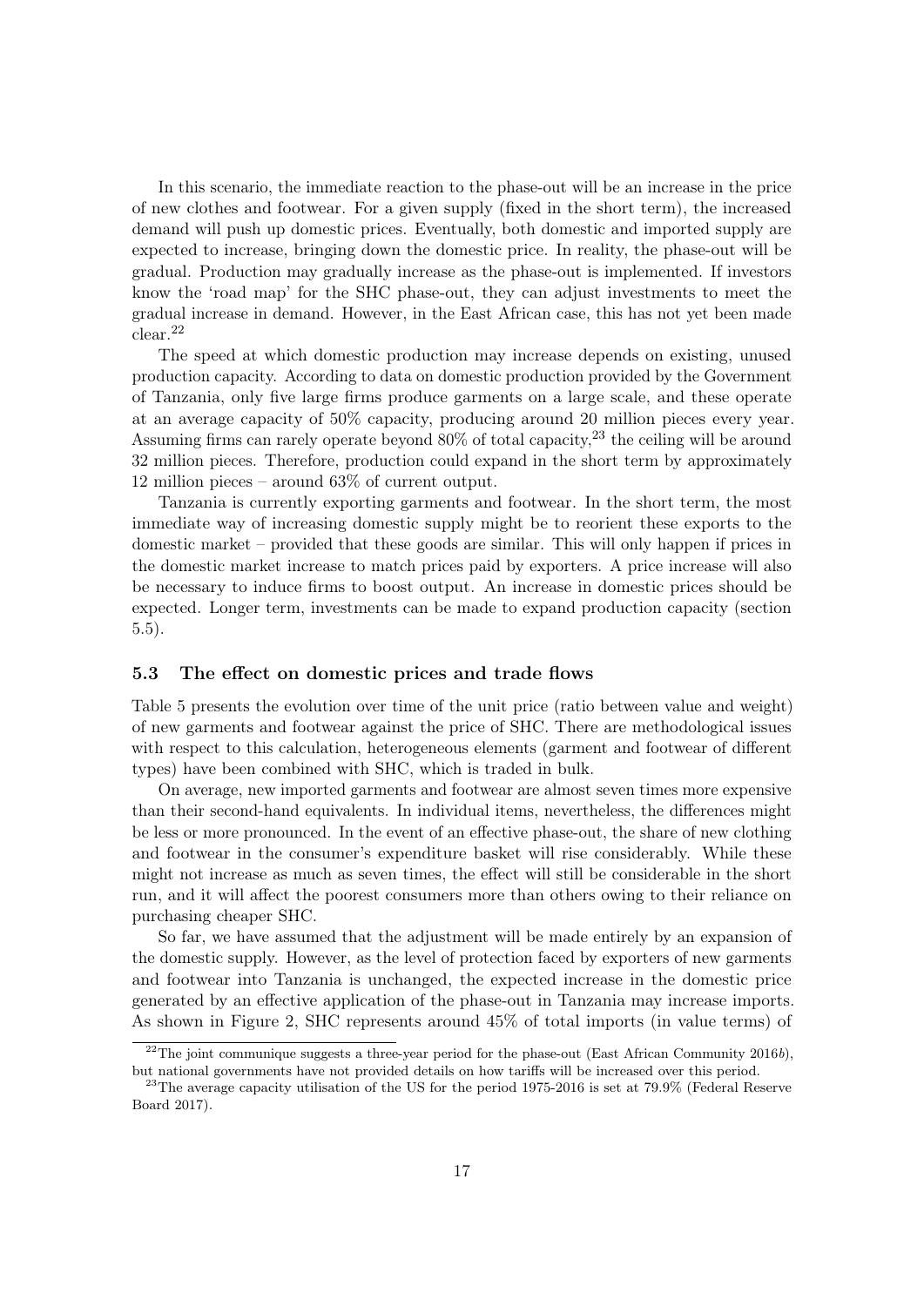In this scenario, the immediate reaction to the phase-out will be an increase in the price of new clothes and footwear. For a given supply (fixed in the short term), the increased demand will push up domestic prices. Eventually, both domestic and imported supply are expected to increase, bringing down the domestic price. In reality, the phase-out will be gradual. Production may gradually increase as the phase-out is implemented. If investors know the 'road map' for the SHC phase-out, they can adjust investments to meet the gradual increase in demand. However, in the East African case, this has not yet been made clear.[22]

The speed at which domestic production may increase depends on existing, unused production capacity. According to data on domestic production provided by the Government of Tanzania, only five large firms produce garments on a large scale, and these operate at an average capacity of 50% capacity, producing around 20 million pieces every year. Assuming firms can rarely operate beyond 80% of total capacity,[23] the ceiling will be around 32 million pieces. Therefore, production could expand in the short term by approximately 12 million pieces – around 63% of current output.

Tanzania is currently exporting garments and footwear. In the short term, the most immediate way of increasing domestic supply might be to reorient these exports to the domestic market – provided that these goods are similar. This will only happen if prices in the domestic market increase to match prices paid by exporters. A price increase will also be necessary to induce firms to boost output. An increase in domestic prices should be expected. Longer term, investments can be made to expand production capacity (section 5.5).

### 5.3 The effect on domestic prices and trade flows

Table 5 presents the evolution over time of the unit price (ratio between value and weight) of new garments and footwear against the price of SHC. There are methodological issues with respect to this calculation, heterogeneous elements (garment and footwear of different types) have been combined with SHC, which is traded in bulk.

On average, new imported garments and footwear are almost seven times more expensive than their second-hand equivalents. In individual items, nevertheless, the differences might be less or more pronounced. In the event of an effective phase-out, the share of new clothing and footwear in the consumer's expenditure basket will rise considerably. While these might not increase as much as seven times, the effect will still be considerable in the short run, and it will affect the poorest consumers more than others owing to their reliance on purchasing cheaper SHC.

So far, we have assumed that the adjustment will be made entirely by an expansion of the domestic supply. However, as the level of protection faced by exporters of new garments and footwear into Tanzania is unchanged, the expected increase in the domestic price generated by an effective application of the phase-out in Tanzania may increase imports. As shown in Figure 2, SHC represents around 45% of total imports (in value terms) of

[22] The joint communique suggests a three-year period for the phase-out (East African Community 2016*b*), but national governments have not provided details on how tariffs will be increased over this period.

[23] The average capacity utilisation of the US for the period 1975-2016 is set at 79.9% (Federal Reserve Board 2017).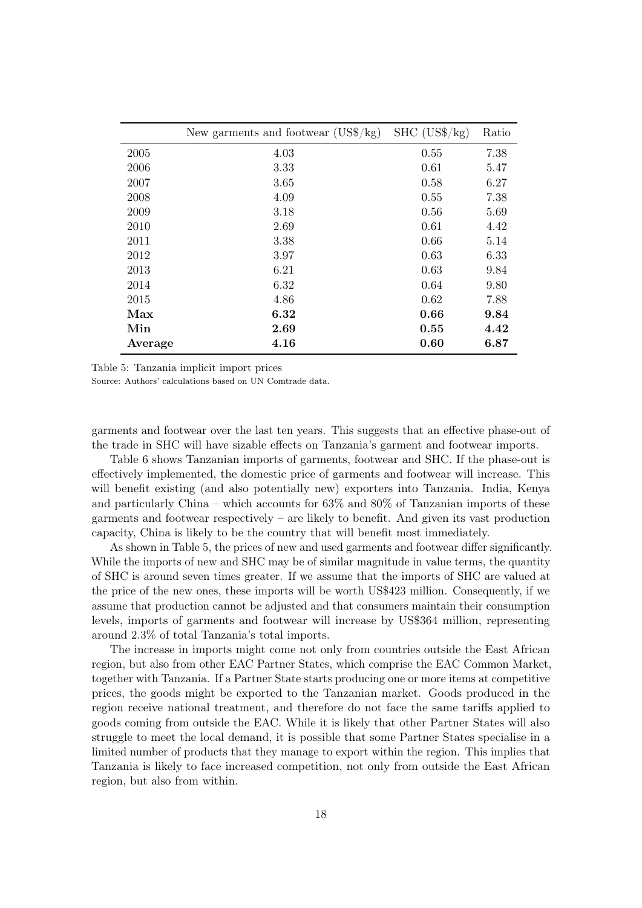|  | New garments and footwear (US$/kg) | SHC (US$/kg) | Ratio |
|---|---|---|---|
| 2005 | 4.03 | 0.55 | 7.38 |
| 2006 | 3.33 | 0.61 | 5.47 |
| 2007 | 3.65 | 0.58 | 6.27 |
| 2008 | 4.09 | 0.55 | 7.38 |
| 2009 | 3.18 | 0.56 | 5.69 |
| 2010 | 2.69 | 0.61 | 4.42 |
| 2011 | 3.38 | 0.66 | 5.14 |
| 2012 | 3.97 | 0.63 | 6.33 |
| 2013 | 6.21 | 0.63 | 9.84 |
| 2014 | 6.32 | 0.64 | 9.80 |
| 2015 | 4.86 | 0.62 | 7.88 |
| **Max** | **6.32** | **0.66** | **9.84** |
| **Min** | **2.69** | **0.55** | **4.42** |
| **Average** | **4.16** | **0.60** | **6.87** |

Table 5: Tanzania implicit import prices

Source: Authors' calculations based on UN Comtrade data.

garments and footwear over the last ten years. This suggests that an effective phase-out of the trade in SHC will have sizable effects on Tanzania's garment and footwear imports.

Table 6 shows Tanzanian imports of garments, footwear and SHC. If the phase-out is effectively implemented, the domestic price of garments and footwear will increase. This will benefit existing (and also potentially new) exporters into Tanzania. India, Kenya and particularly China – which accounts for 63% and 80% of Tanzanian imports of these garments and footwear respectively – are likely to benefit. And given its vast production capacity, China is likely to be the country that will benefit most immediately.

As shown in Table 5, the prices of new and used garments and footwear differ significantly. While the imports of new and SHC may be of similar magnitude in value terms, the quantity of SHC is around seven times greater. If we assume that the imports of SHC are valued at the price of the new ones, these imports will be worth US$423 million. Consequently, if we assume that production cannot be adjusted and that consumers maintain their consumption levels, imports of garments and footwear will increase by US$364 million, representing around 2.3% of total Tanzania's total imports.

The increase in imports might come not only from countries outside the East African region, but also from other EAC Partner States, which comprise the EAC Common Market, together with Tanzania. If a Partner State starts producing one or more items at competitive prices, the goods might be exported to the Tanzanian market. Goods produced in the region receive national treatment, and therefore do not face the same tariffs applied to goods coming from outside the EAC. While it is likely that other Partner States will also struggle to meet the local demand, it is possible that some Partner States specialise in a limited number of products that they manage to export within the region. This implies that Tanzania is likely to face increased competition, not only from outside the East African region, but also from within.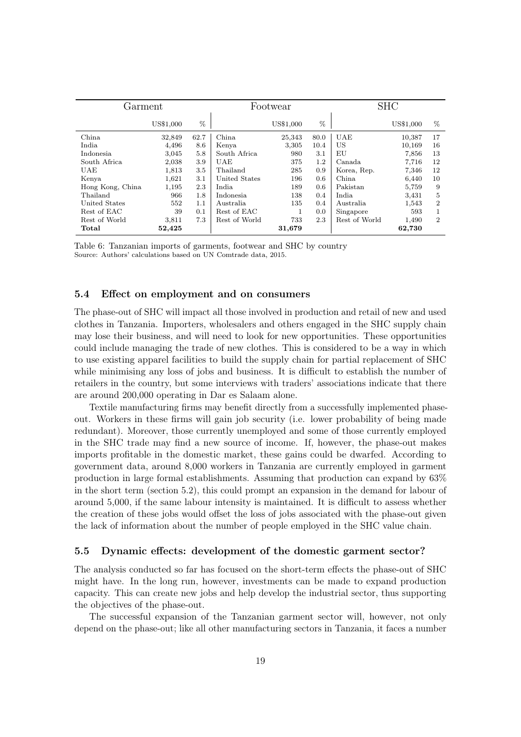| Garment | | | Footwear | | | SHC | | |
|---|---|---|---|---|---|---|---|---|
| | US$1,000 | % | | US$1,000 | % | | US$1,000 | % |
| China | 32,849 | 62.7 | China | 25,343 | 80.0 | UAE | 10,387 | 17 |
| India | 4,496 | 8.6 | Kenya | 3,305 | 10.4 | US | 10,169 | 16 |
| Indonesia | 3,045 | 5.8 | South Africa | 980 | 3.1 | EU | 7,856 | 13 |
| South Africa | 2,038 | 3.9 | UAE | 375 | 1.2 | Canada | 7,716 | 12 |
| UAE | 1,813 | 3.5 | Thailand | 285 | 0.9 | Korea, Rep. | 7,346 | 12 |
| Kenya | 1,621 | 3.1 | United States | 196 | 0.6 | China | 6,440 | 10 |
| Hong Kong, China | 1,195 | 2.3 | India | 189 | 0.6 | Pakistan | 5,759 | 9 |
| Thailand | 966 | 1.8 | Indonesia | 138 | 0.4 | India | 3,431 | 5 |
| United States | 552 | 1.1 | Australia | 135 | 0.4 | Australia | 1,543 | 2 |
| Rest of EAC | 39 | 0.1 | Rest of EAC | 1 | 0.0 | Singapore | 593 | 1 |
| Rest of World | 3,811 | 7.3 | Rest of World | 733 | 2.3 | Rest of World | 1,490 | 2 |
| **Total** | **52,425** | | | **31,679** | | | **62,730** | |

Table 6: Tanzanian imports of garments, footwear and SHC by country
Source: Authors' calculations based on UN Comtrade data, 2015.

### 5.4 Effect on employment and on consumers

The phase-out of SHC will impact all those involved in production and retail of new and used clothes in Tanzania. Importers, wholesalers and others engaged in the SHC supply chain may lose their business, and will need to look for new opportunities. These opportunities could include managing the trade of new clothes. This is considered to be a way in which to use existing apparel facilities to build the supply chain for partial replacement of SHC while minimising any loss of jobs and business. It is difficult to establish the number of retailers in the country, but some interviews with traders' associations indicate that there are around 200,000 operating in Dar es Salaam alone.

Textile manufacturing firms may benefit directly from a successfully implemented phase-out. Workers in these firms will gain job security (i.e. lower probability of being made redundant). Moreover, those currently unemployed and some of those currently employed in the SHC trade may find a new source of income. If, however, the phase-out makes imports profitable in the domestic market, these gains could be dwarfed. According to government data, around 8,000 workers in Tanzania are currently employed in garment production in large formal establishments. Assuming that production can expand by 63% in the short term (section 5.2), this could prompt an expansion in the demand for labour of around 5,000, if the same labour intensity is maintained. It is difficult to assess whether the creation of these jobs would offset the loss of jobs associated with the phase-out given the lack of information about the number of people employed in the SHC value chain.

### 5.5 Dynamic effects: development of the domestic garment sector?

The analysis conducted so far has focused on the short-term effects the phase-out of SHC might have. In the long run, however, investments can be made to expand production capacity. This can create new jobs and help develop the industrial sector, thus supporting the objectives of the phase-out.

The successful expansion of the Tanzanian garment sector will, however, not only depend on the phase-out; like all other manufacturing sectors in Tanzania, it faces a number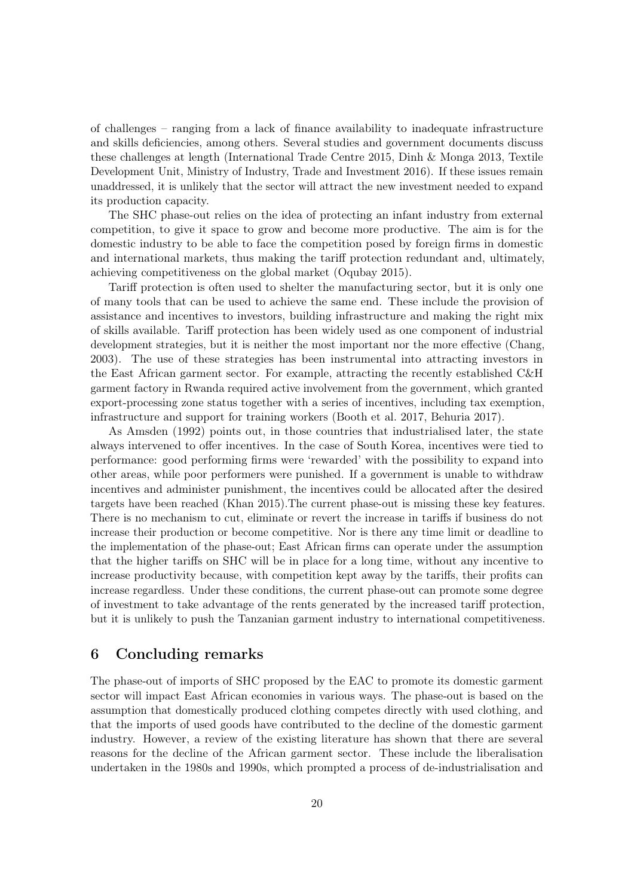of challenges – ranging from a lack of finance availability to inadequate infrastructure and skills deficiencies, among others. Several studies and government documents discuss these challenges at length (International Trade Centre 2015, Dinh & Monga 2013, Textile Development Unit, Ministry of Industry, Trade and Investment 2016). If these issues remain unaddressed, it is unlikely that the sector will attract the new investment needed to expand its production capacity.

The SHC phase-out relies on the idea of protecting an infant industry from external competition, to give it space to grow and become more productive. The aim is for the domestic industry to be able to face the competition posed by foreign firms in domestic and international markets, thus making the tariff protection redundant and, ultimately, achieving competitiveness on the global market (Oqubay 2015).

Tariff protection is often used to shelter the manufacturing sector, but it is only one of many tools that can be used to achieve the same end. These include the provision of assistance and incentives to investors, building infrastructure and making the right mix of skills available. Tariff protection has been widely used as one component of industrial development strategies, but it is neither the most important nor the more effective (Chang, 2003). The use of these strategies has been instrumental into attracting investors in the East African garment sector. For example, attracting the recently established C&H garment factory in Rwanda required active involvement from the government, which granted export-processing zone status together with a series of incentives, including tax exemption, infrastructure and support for training workers (Booth et al. 2017, Behuria 2017).

As Amsden (1992) points out, in those countries that industrialised later, the state always intervened to offer incentives. In the case of South Korea, incentives were tied to performance: good performing firms were 'rewarded' with the possibility to expand into other areas, while poor performers were punished. If a government is unable to withdraw incentives and administer punishment, the incentives could be allocated after the desired targets have been reached (Khan 2015).The current phase-out is missing these key features. There is no mechanism to cut, eliminate or revert the increase in tariffs if business do not increase their production or become competitive. Nor is there any time limit or deadline to the implementation of the phase-out; East African firms can operate under the assumption that the higher tariffs on SHC will be in place for a long time, without any incentive to increase productivity because, with competition kept away by the tariffs, their profits can increase regardless. Under these conditions, the current phase-out can promote some degree of investment to take advantage of the rents generated by the increased tariff protection, but it is unlikely to push the Tanzanian garment industry to international competitiveness.

## 6 Concluding remarks

The phase-out of imports of SHC proposed by the EAC to promote its domestic garment sector will impact East African economies in various ways. The phase-out is based on the assumption that domestically produced clothing competes directly with used clothing, and that the imports of used goods have contributed to the decline of the domestic garment industry. However, a review of the existing literature has shown that there are several reasons for the decline of the African garment sector. These include the liberalisation undertaken in the 1980s and 1990s, which prompted a process of de-industrialisation and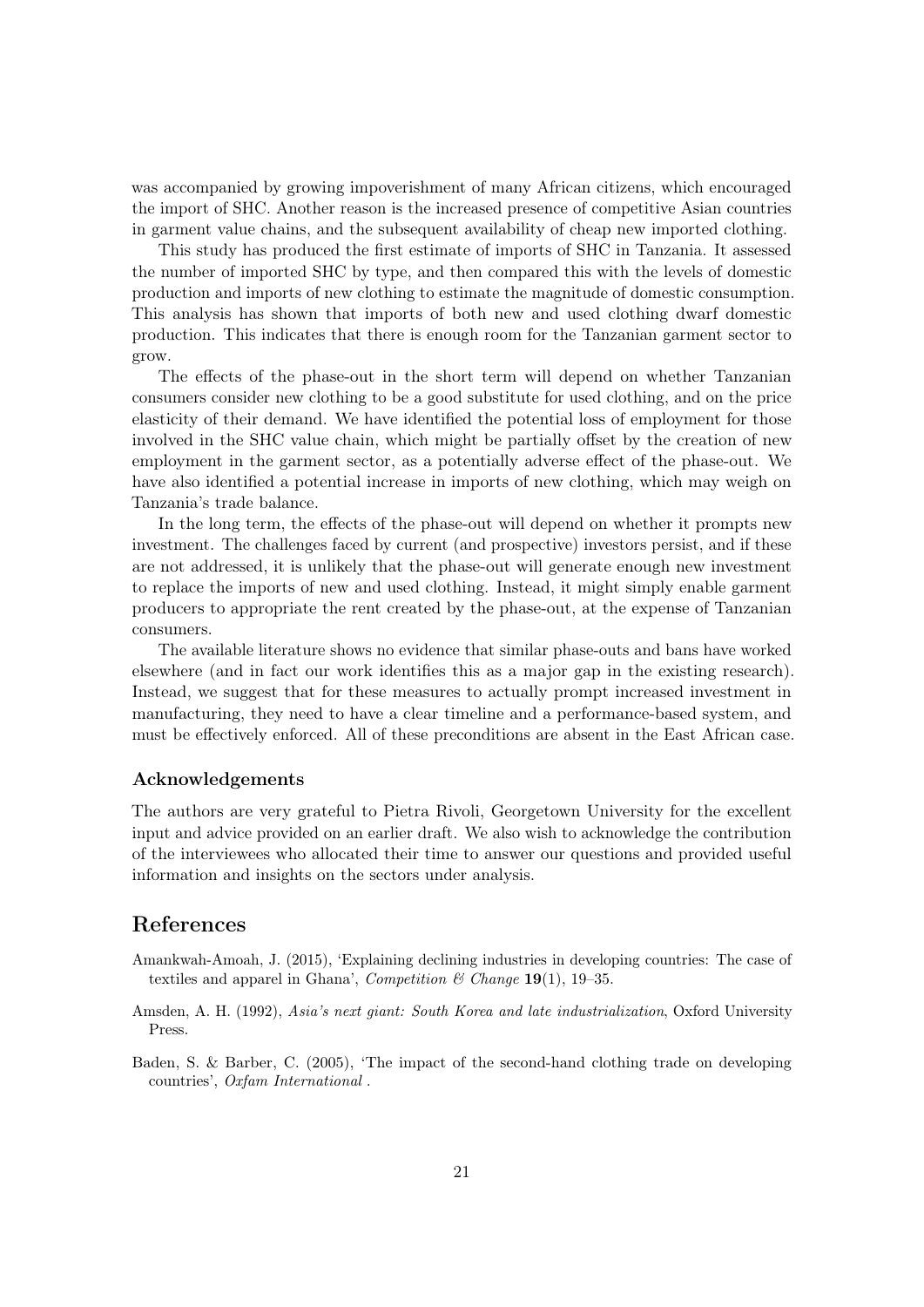was accompanied by growing impoverishment of many African citizens, which encouraged the import of SHC. Another reason is the increased presence of competitive Asian countries in garment value chains, and the subsequent availability of cheap new imported clothing.

This study has produced the first estimate of imports of SHC in Tanzania. It assessed the number of imported SHC by type, and then compared this with the levels of domestic production and imports of new clothing to estimate the magnitude of domestic consumption. This analysis has shown that imports of both new and used clothing dwarf domestic production. This indicates that there is enough room for the Tanzanian garment sector to grow.

The effects of the phase-out in the short term will depend on whether Tanzanian consumers consider new clothing to be a good substitute for used clothing, and on the price elasticity of their demand. We have identified the potential loss of employment for those involved in the SHC value chain, which might be partially offset by the creation of new employment in the garment sector, as a potentially adverse effect of the phase-out. We have also identified a potential increase in imports of new clothing, which may weigh on Tanzania's trade balance.

In the long term, the effects of the phase-out will depend on whether it prompts new investment. The challenges faced by current (and prospective) investors persist, and if these are not addressed, it is unlikely that the phase-out will generate enough new investment to replace the imports of new and used clothing. Instead, it might simply enable garment producers to appropriate the rent created by the phase-out, at the expense of Tanzanian consumers.

The available literature shows no evidence that similar phase-outs and bans have worked elsewhere (and in fact our work identifies this as a major gap in the existing research). Instead, we suggest that for these measures to actually prompt increased investment in manufacturing, they need to have a clear timeline and a performance-based system, and must be effectively enforced. All of these preconditions are absent in the East African case.

### Acknowledgements

The authors are very grateful to Pietra Rivoli, Georgetown University for the excellent input and advice provided on an earlier draft. We also wish to acknowledge the contribution of the interviewees who allocated their time to answer our questions and provided useful information and insights on the sectors under analysis.

## References

Amankwah-Amoah, J. (2015), 'Explaining declining industries in developing countries: The case of textiles and apparel in Ghana', *Competition & Change* **19**(1), 19–35.

Amsden, A. H. (1992), *Asia's next giant: South Korea and late industrialization*, Oxford University Press.

Baden, S. & Barber, C. (2005), 'The impact of the second-hand clothing trade on developing countries', *Oxfam International* .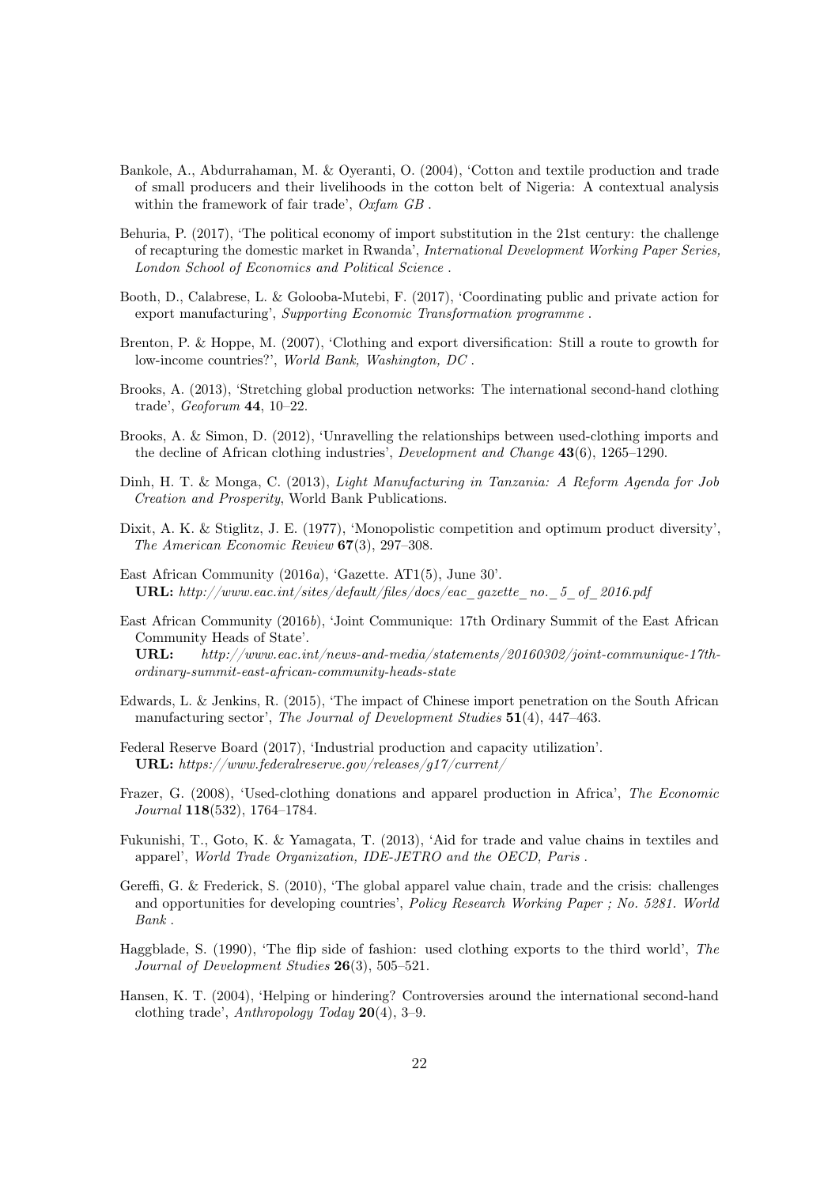Bankole, A., Abdurrahaman, M. & Oyeranti, O. (2004), 'Cotton and textile production and trade of small producers and their livelihoods in the cotton belt of Nigeria: A contextual analysis within the framework of fair trade', *Oxfam GB* .

Behuria, P. (2017), 'The political economy of import substitution in the 21st century: the challenge of recapturing the domestic market in Rwanda', *International Development Working Paper Series, London School of Economics and Political Science* .

Booth, D., Calabrese, L. & Golooba-Mutebi, F. (2017), 'Coordinating public and private action for export manufacturing', *Supporting Economic Transformation programme* .

Brenton, P. & Hoppe, M. (2007), 'Clothing and export diversification: Still a route to growth for low-income countries?', *World Bank, Washington, DC* .

Brooks, A. (2013), 'Stretching global production networks: The international second-hand clothing trade', *Geoforum* **44**, 10–22.

Brooks, A. & Simon, D. (2012), 'Unravelling the relationships between used-clothing imports and the decline of African clothing industries', *Development and Change* **43**(6), 1265–1290.

Dinh, H. T. & Monga, C. (2013), *Light Manufacturing in Tanzania: A Reform Agenda for Job Creation and Prosperity*, World Bank Publications.

Dixit, A. K. & Stiglitz, J. E. (1977), 'Monopolistic competition and optimum product diversity', *The American Economic Review* **67**(3), 297–308.

East African Community (2016*a*), 'Gazette. AT1(5), June 30'.
**URL:** *http://www.eac.int/sites/default/files/docs/eac_gazette_no._5_of_2016.pdf*

East African Community (2016*b*), 'Joint Communique: 17th Ordinary Summit of the East African Community Heads of State'.
**URL:** *http://www.eac.int/news-and-media/statements/20160302/joint-communique-17th-ordinary-summit-east-african-community-heads-state*

Edwards, L. & Jenkins, R. (2015), 'The impact of Chinese import penetration on the South African manufacturing sector', *The Journal of Development Studies* **51**(4), 447–463.

Federal Reserve Board (2017), 'Industrial production and capacity utilization'.
**URL:** *https://www.federalreserve.gov/releases/g17/current/*

Frazer, G. (2008), 'Used-clothing donations and apparel production in Africa', *The Economic Journal* **118**(532), 1764–1784.

Fukunishi, T., Goto, K. & Yamagata, T. (2013), 'Aid for trade and value chains in textiles and apparel', *World Trade Organization, IDE-JETRO and the OECD, Paris* .

Gereffi, G. & Frederick, S. (2010), 'The global apparel value chain, trade and the crisis: challenges and opportunities for developing countries', *Policy Research Working Paper ; No. 5281. World Bank* .

Haggblade, S. (1990), 'The flip side of fashion: used clothing exports to the third world', *The Journal of Development Studies* **26**(3), 505–521.

Hansen, K. T. (2004), 'Helping or hindering? Controversies around the international second-hand clothing trade', *Anthropology Today* **20**(4), 3–9.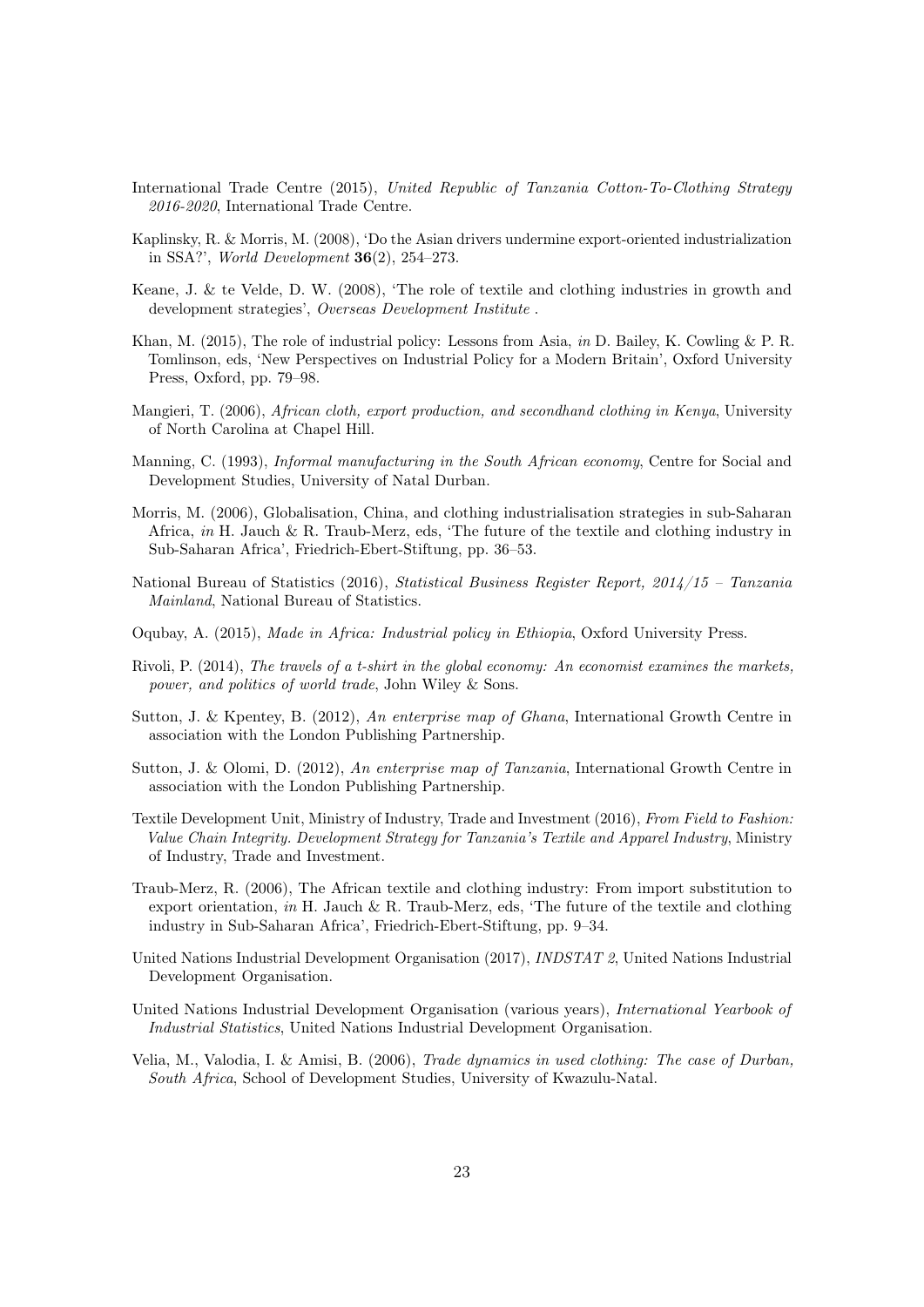International Trade Centre (2015), *United Republic of Tanzania Cotton-To-Clothing Strategy 2016-2020*, International Trade Centre.

Kaplinsky, R. & Morris, M. (2008), 'Do the Asian drivers undermine export-oriented industrialization in SSA?', *World Development* **36**(2), 254–273.

Keane, J. & te Velde, D. W. (2008), 'The role of textile and clothing industries in growth and development strategies', *Overseas Development Institute* .

Khan, M. (2015), The role of industrial policy: Lessons from Asia, *in* D. Bailey, K. Cowling & P. R. Tomlinson, eds, 'New Perspectives on Industrial Policy for a Modern Britain', Oxford University Press, Oxford, pp. 79–98.

Mangieri, T. (2006), *African cloth, export production, and secondhand clothing in Kenya*, University of North Carolina at Chapel Hill.

Manning, C. (1993), *Informal manufacturing in the South African economy*, Centre for Social and Development Studies, University of Natal Durban.

Morris, M. (2006), Globalisation, China, and clothing industrialisation strategies in sub-Saharan Africa, *in* H. Jauch & R. Traub-Merz, eds, 'The future of the textile and clothing industry in Sub-Saharan Africa', Friedrich-Ebert-Stiftung, pp. 36–53.

National Bureau of Statistics (2016), *Statistical Business Register Report, 2014/15 – Tanzania Mainland*, National Bureau of Statistics.

Oqubay, A. (2015), *Made in Africa: Industrial policy in Ethiopia*, Oxford University Press.

Rivoli, P. (2014), *The travels of a t-shirt in the global economy: An economist examines the markets, power, and politics of world trade*, John Wiley & Sons.

Sutton, J. & Kpentey, B. (2012), *An enterprise map of Ghana*, International Growth Centre in association with the London Publishing Partnership.

Sutton, J. & Olomi, D. (2012), *An enterprise map of Tanzania*, International Growth Centre in association with the London Publishing Partnership.

Textile Development Unit, Ministry of Industry, Trade and Investment (2016), *From Field to Fashion: Value Chain Integrity. Development Strategy for Tanzania's Textile and Apparel Industry*, Ministry of Industry, Trade and Investment.

Traub-Merz, R. (2006), The African textile and clothing industry: From import substitution to export orientation, *in* H. Jauch & R. Traub-Merz, eds, 'The future of the textile and clothing industry in Sub-Saharan Africa', Friedrich-Ebert-Stiftung, pp. 9–34.

United Nations Industrial Development Organisation (2017), *INDSTAT 2*, United Nations Industrial Development Organisation.

United Nations Industrial Development Organisation (various years), *International Yearbook of Industrial Statistics*, United Nations Industrial Development Organisation.

Velia, M., Valodia, I. & Amisi, B. (2006), *Trade dynamics in used clothing: The case of Durban, South Africa*, School of Development Studies, University of Kwazulu-Natal.